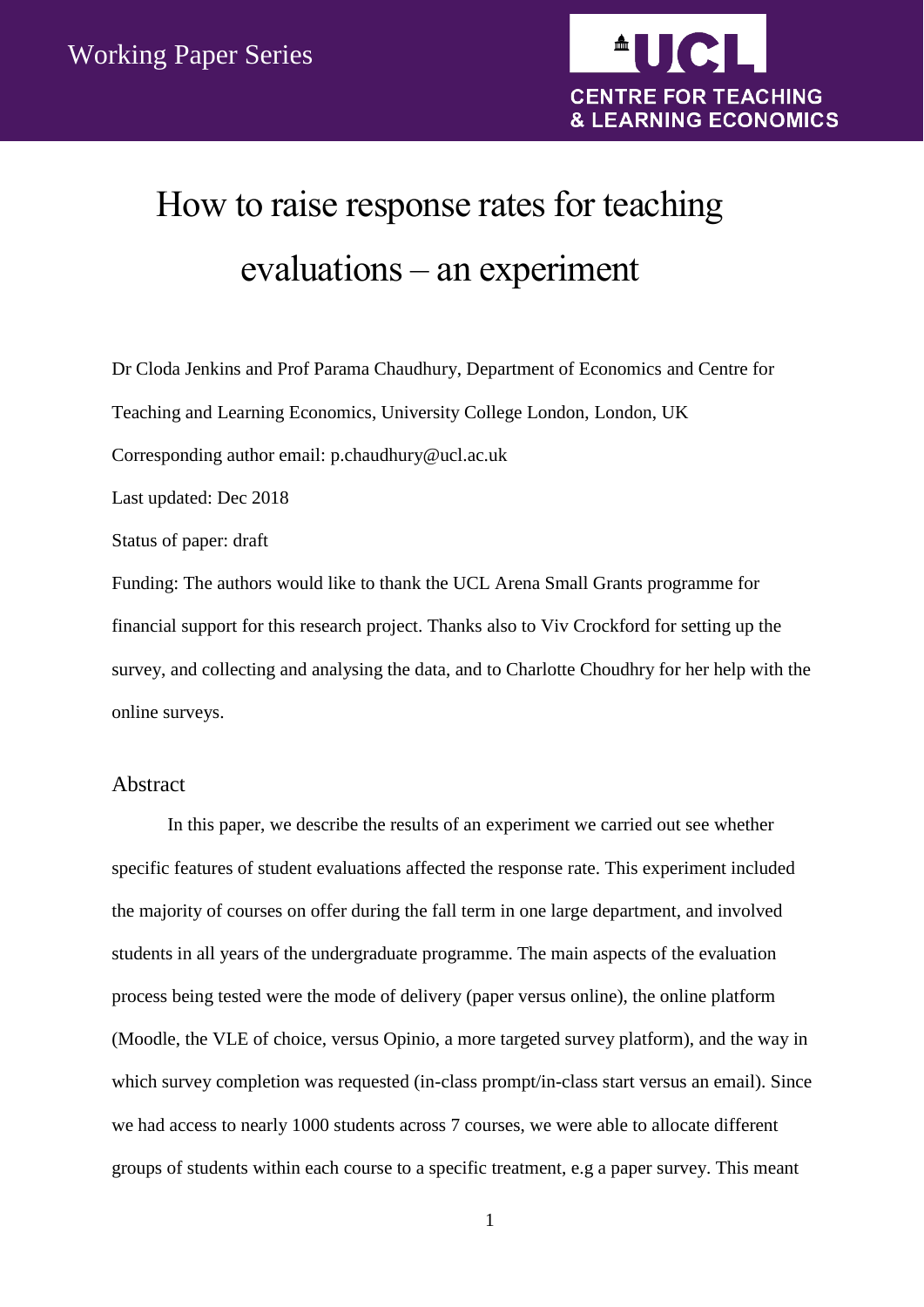Working Paper Series

UCL CENTRE FOR TEACHING & LEARNING ECONOMICS

# How to raise response rates for teaching evaluations – an experiment

Dr Cloda Jenkins and Prof Parama Chaudhury, Department of Economics and Centre for Teaching and Learning Economics, University College London, London, UK

Corresponding author email: p.chaudhury@ucl.ac.uk

Last updated: Dec 2018

Status of paper: draft

Funding: The authors would like to thank the UCL Arena Small Grants programme for financial support for this research project. Thanks also to Viv Crockford for setting up the survey, and collecting and analysing the data, and to Charlotte Choudhry for her help with the online surveys.

## Abstract

In this paper, we describe the results of an experiment we carried out see whether specific features of student evaluations affected the response rate. This experiment included the majority of courses on offer during the fall term in one large department, and involved students in all years of the undergraduate programme. The main aspects of the evaluation process being tested were the mode of delivery (paper versus online), the online platform (Moodle, the VLE of choice, versus Opinio, a more targeted survey platform), and the way in which survey completion was requested (in-class prompt/in-class start versus an email). Since we had access to nearly 1000 students across 7 courses, we were able to allocate different groups of students within each course to a specific treatment, e.g a paper survey. This meant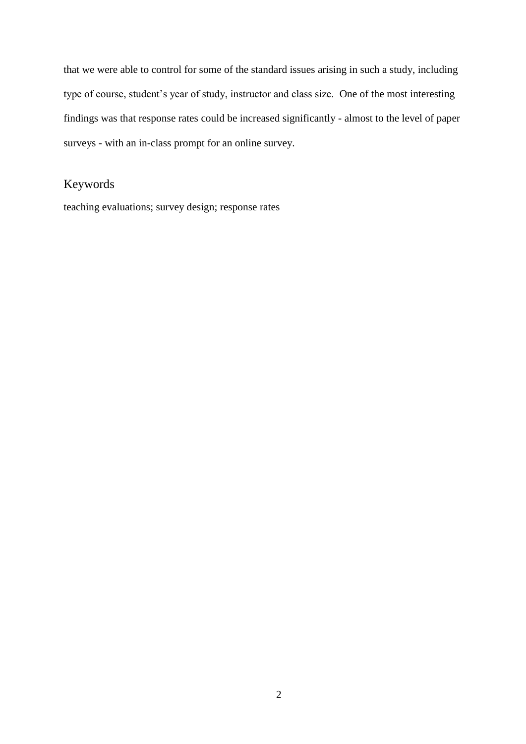that we were able to control for some of the standard issues arising in such a study, including type of course, student's year of study, instructor and class size. One of the most interesting findings was that response rates could be increased significantly - almost to the level of paper surveys - with an in-class prompt for an online survey.

## Keywords

teaching evaluations; survey design; response rates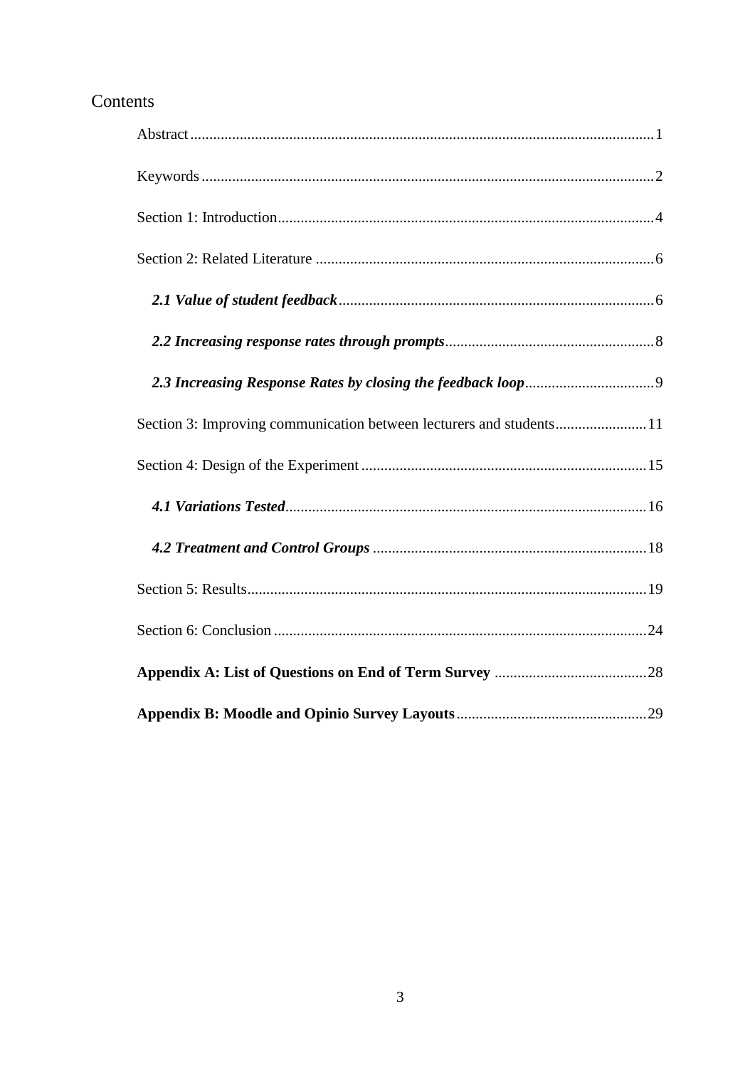# Contents

Abstract.......................................................................................................................1

Keywords.....................................................................................................................2

Section 1: Introduction..................................................................................................4

Section 2: Related Literature.........................................................................................6

***2.1 Value of student feedback***..................................................................................6

***2.2 Increasing response rates through prompts***.........................................................8

***2.3 Increasing Response Rates by closing the feedback loop***....................................9

Section 3: Improving communication between lecturers and students.........................11

Section 4: Design of the Experiment...........................................................................15

***4.1 Variations Tested***..............................................................................................16

***4.2 Treatment and Control Groups***........................................................................18

Section 5: Results.........................................................................................................19

Section 6: Conclusion...................................................................................................24

**Appendix A: List of Questions on End of Term Survey**..........................................28

**Appendix B: Moodle and Opinio Survey Layouts**...................................................29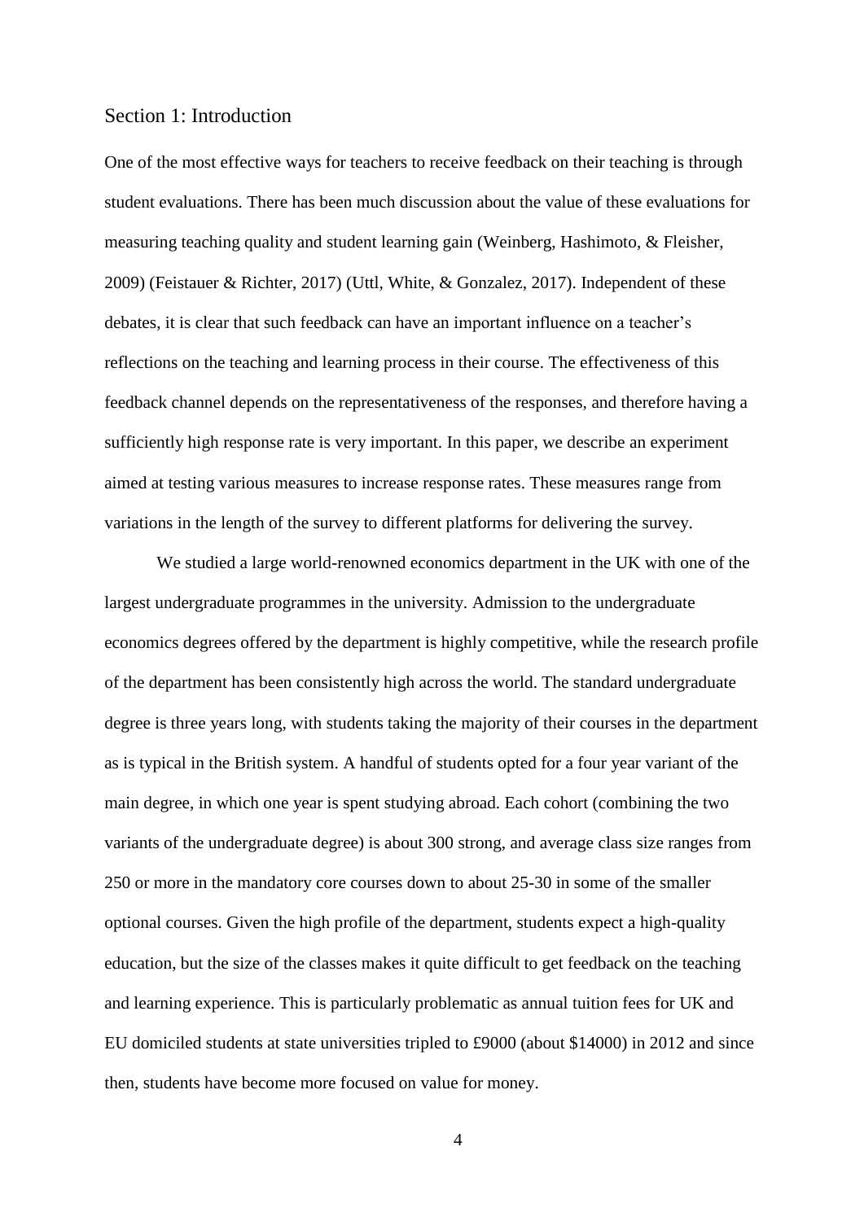## Section 1: Introduction

One of the most effective ways for teachers to receive feedback on their teaching is through student evaluations. There has been much discussion about the value of these evaluations for measuring teaching quality and student learning gain (Weinberg, Hashimoto, & Fleisher, 2009) (Feistauer & Richter, 2017) (Uttl, White, & Gonzalez, 2017). Independent of these debates, it is clear that such feedback can have an important influence on a teacher's reflections on the teaching and learning process in their course. The effectiveness of this feedback channel depends on the representativeness of the responses, and therefore having a sufficiently high response rate is very important. In this paper, we describe an experiment aimed at testing various measures to increase response rates. These measures range from variations in the length of the survey to different platforms for delivering the survey.

We studied a large world-renowned economics department in the UK with one of the largest undergraduate programmes in the university. Admission to the undergraduate economics degrees offered by the department is highly competitive, while the research profile of the department has been consistently high across the world. The standard undergraduate degree is three years long, with students taking the majority of their courses in the department as is typical in the British system. A handful of students opted for a four year variant of the main degree, in which one year is spent studying abroad. Each cohort (combining the two variants of the undergraduate degree) is about 300 strong, and average class size ranges from 250 or more in the mandatory core courses down to about 25-30 in some of the smaller optional courses. Given the high profile of the department, students expect a high-quality education, but the size of the classes makes it quite difficult to get feedback on the teaching and learning experience. This is particularly problematic as annual tuition fees for UK and EU domiciled students at state universities tripled to £9000 (about $14000) in 2012 and since then, students have become more focused on value for money.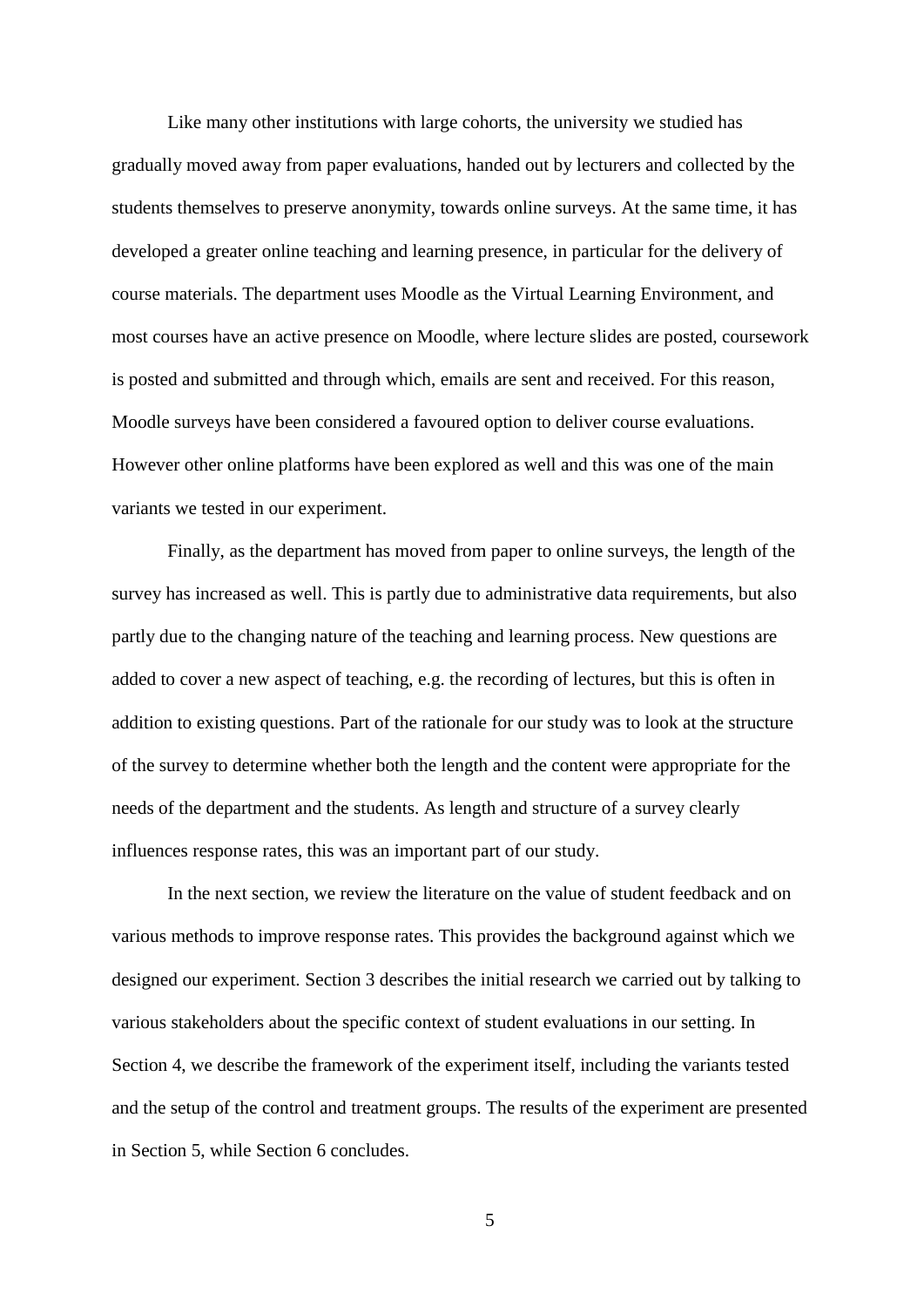Like many other institutions with large cohorts, the university we studied has gradually moved away from paper evaluations, handed out by lecturers and collected by the students themselves to preserve anonymity, towards online surveys. At the same time, it has developed a greater online teaching and learning presence, in particular for the delivery of course materials. The department uses Moodle as the Virtual Learning Environment, and most courses have an active presence on Moodle, where lecture slides are posted, coursework is posted and submitted and through which, emails are sent and received. For this reason, Moodle surveys have been considered a favoured option to deliver course evaluations. However other online platforms have been explored as well and this was one of the main variants we tested in our experiment.

Finally, as the department has moved from paper to online surveys, the length of the survey has increased as well. This is partly due to administrative data requirements, but also partly due to the changing nature of the teaching and learning process. New questions are added to cover a new aspect of teaching, e.g. the recording of lectures, but this is often in addition to existing questions. Part of the rationale for our study was to look at the structure of the survey to determine whether both the length and the content were appropriate for the needs of the department and the students. As length and structure of a survey clearly influences response rates, this was an important part of our study.

In the next section, we review the literature on the value of student feedback and on various methods to improve response rates. This provides the background against which we designed our experiment. Section 3 describes the initial research we carried out by talking to various stakeholders about the specific context of student evaluations in our setting. In Section 4, we describe the framework of the experiment itself, including the variants tested and the setup of the control and treatment groups. The results of the experiment are presented in Section 5, while Section 6 concludes.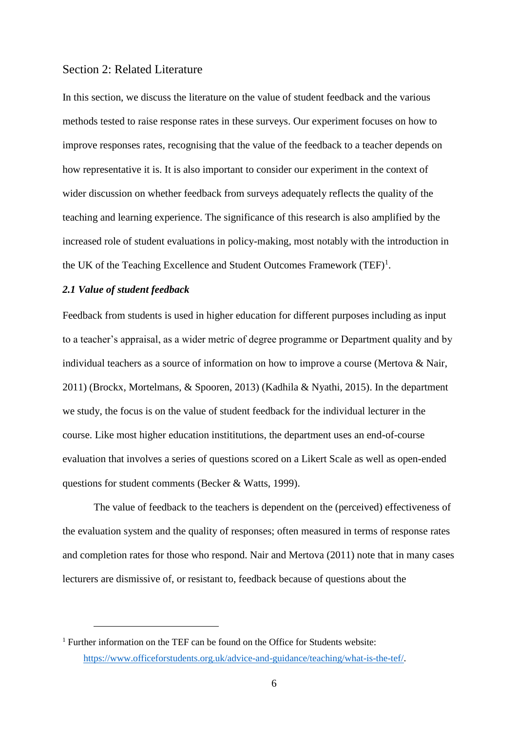## Section 2: Related Literature

In this section, we discuss the literature on the value of student feedback and the various methods tested to raise response rates in these surveys. Our experiment focuses on how to improve responses rates, recognising that the value of the feedback to a teacher depends on how representative it is. It is also important to consider our experiment in the context of wider discussion on whether feedback from surveys adequately reflects the quality of the teaching and learning experience. The significance of this research is also amplified by the increased role of student evaluations in policy-making, most notably with the introduction in the UK of the Teaching Excellence and Student Outcomes Framework (TEF)[1].

### *2.1 Value of student feedback*

Feedback from students is used in higher education for different purposes including as input to a teacher's appraisal, as a wider metric of degree programme or Department quality and by individual teachers as a source of information on how to improve a course (Mertova & Nair, 2011) (Brockx, Mortelmans, & Spooren, 2013) (Kadhila & Nyathi, 2015). In the department we study, the focus is on the value of student feedback for the individual lecturer in the course. Like most higher education instititutions, the department uses an end-of-course evaluation that involves a series of questions scored on a Likert Scale as well as open-ended questions for student comments (Becker & Watts, 1999).

The value of feedback to the teachers is dependent on the (perceived) effectiveness of the evaluation system and the quality of responses; often measured in terms of response rates and completion rates for those who respond. Nair and Mertova (2011) note that in many cases lecturers are dismissive of, or resistant to, feedback because of questions about the

[1] Further information on the TEF can be found on the Office for Students website: https://www.officeforstudents.org.uk/advice-and-guidance/teaching/what-is-the-tef/.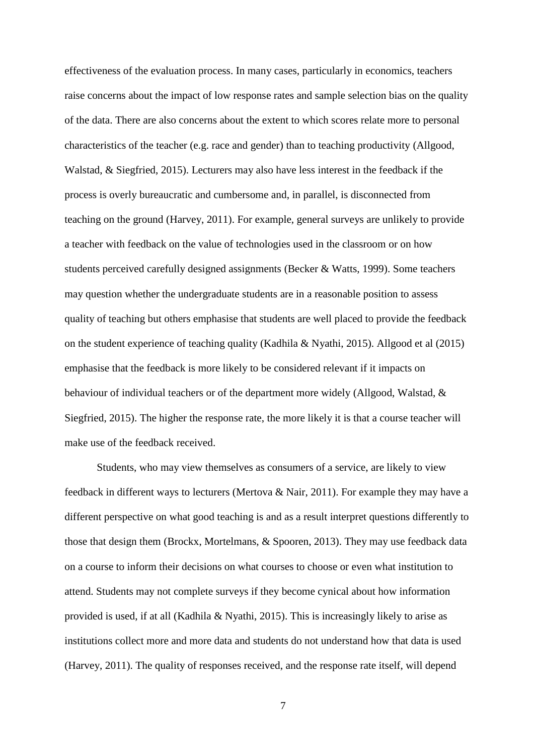effectiveness of the evaluation process. In many cases, particularly in economics, teachers raise concerns about the impact of low response rates and sample selection bias on the quality of the data. There are also concerns about the extent to which scores relate more to personal characteristics of the teacher (e.g. race and gender) than to teaching productivity (Allgood, Walstad, & Siegfried, 2015). Lecturers may also have less interest in the feedback if the process is overly bureaucratic and cumbersome and, in parallel, is disconnected from teaching on the ground (Harvey, 2011). For example, general surveys are unlikely to provide a teacher with feedback on the value of technologies used in the classroom or on how students perceived carefully designed assignments (Becker & Watts, 1999). Some teachers may question whether the undergraduate students are in a reasonable position to assess quality of teaching but others emphasise that students are well placed to provide the feedback on the student experience of teaching quality (Kadhila & Nyathi, 2015). Allgood et al (2015) emphasise that the feedback is more likely to be considered relevant if it impacts on behaviour of individual teachers or of the department more widely (Allgood, Walstad, & Siegfried, 2015). The higher the response rate, the more likely it is that a course teacher will make use of the feedback received.

Students, who may view themselves as consumers of a service, are likely to view feedback in different ways to lecturers (Mertova & Nair, 2011). For example they may have a different perspective on what good teaching is and as a result interpret questions differently to those that design them (Brockx, Mortelmans, & Spooren, 2013). They may use feedback data on a course to inform their decisions on what courses to choose or even what institution to attend. Students may not complete surveys if they become cynical about how information provided is used, if at all (Kadhila & Nyathi, 2015). This is increasingly likely to arise as institutions collect more and more data and students do not understand how that data is used (Harvey, 2011). The quality of responses received, and the response rate itself, will depend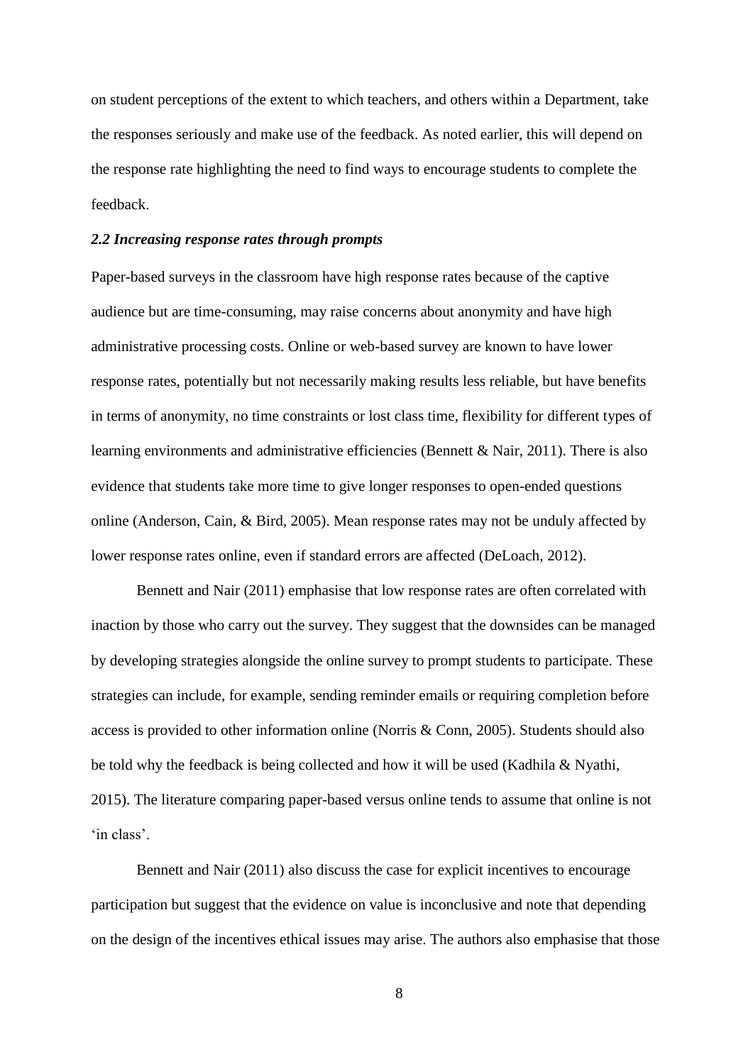on student perceptions of the extent to which teachers, and others within a Department, take the responses seriously and make use of the feedback. As noted earlier, this will depend on the response rate highlighting the need to find ways to encourage students to complete the feedback.

### *2.2 Increasing response rates through prompts*

Paper-based surveys in the classroom have high response rates because of the captive audience but are time-consuming, may raise concerns about anonymity and have high administrative processing costs. Online or web-based survey are known to have lower response rates, potentially but not necessarily making results less reliable, but have benefits in terms of anonymity, no time constraints or lost class time, flexibility for different types of learning environments and administrative efficiencies (Bennett & Nair, 2011). There is also evidence that students take more time to give longer responses to open-ended questions online (Anderson, Cain, & Bird, 2005). Mean response rates may not be unduly affected by lower response rates online, even if standard errors are affected (DeLoach, 2012).

Bennett and Nair (2011) emphasise that low response rates are often correlated with inaction by those who carry out the survey. They suggest that the downsides can be managed by developing strategies alongside the online survey to prompt students to participate. These strategies can include, for example, sending reminder emails or requiring completion before access is provided to other information online (Norris & Conn, 2005). Students should also be told why the feedback is being collected and how it will be used (Kadhila & Nyathi, 2015). The literature comparing paper-based versus online tends to assume that online is not 'in class'.

Bennett and Nair (2011) also discuss the case for explicit incentives to encourage participation but suggest that the evidence on value is inconclusive and note that depending on the design of the incentives ethical issues may arise. The authors also emphasise that those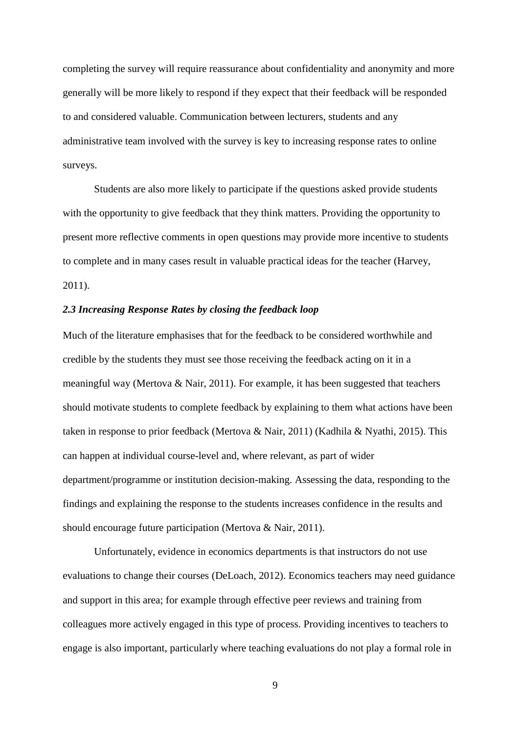completing the survey will require reassurance about confidentiality and anonymity and more generally will be more likely to respond if they expect that their feedback will be responded to and considered valuable. Communication between lecturers, students and any administrative team involved with the survey is key to increasing response rates to online surveys.

Students are also more likely to participate if the questions asked provide students with the opportunity to give feedback that they think matters. Providing the opportunity to present more reflective comments in open questions may provide more incentive to students to complete and in many cases result in valuable practical ideas for the teacher (Harvey, 2011).

### *2.3 Increasing Response Rates by closing the feedback loop*

Much of the literature emphasises that for the feedback to be considered worthwhile and credible by the students they must see those receiving the feedback acting on it in a meaningful way (Mertova & Nair, 2011). For example, it has been suggested that teachers should motivate students to complete feedback by explaining to them what actions have been taken in response to prior feedback (Mertova & Nair, 2011) (Kadhila & Nyathi, 2015). This can happen at individual course-level and, where relevant, as part of wider department/programme or institution decision-making. Assessing the data, responding to the findings and explaining the response to the students increases confidence in the results and should encourage future participation (Mertova & Nair, 2011).

Unfortunately, evidence in economics departments is that instructors do not use evaluations to change their courses (DeLoach, 2012). Economics teachers may need guidance and support in this area; for example through effective peer reviews and training from colleagues more actively engaged in this type of process. Providing incentives to teachers to engage is also important, particularly where teaching evaluations do not play a formal role in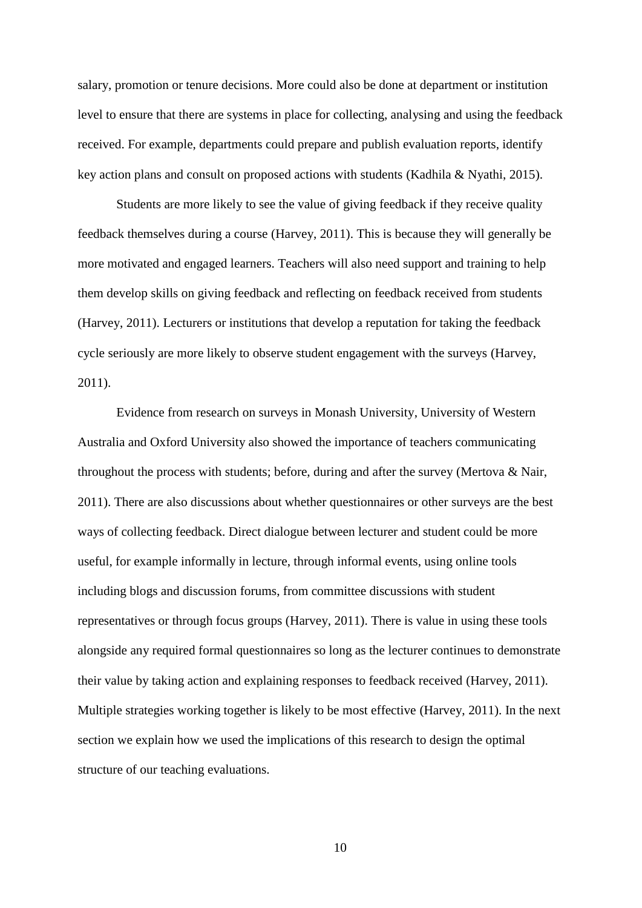salary, promotion or tenure decisions. More could also be done at department or institution level to ensure that there are systems in place for collecting, analysing and using the feedback received. For example, departments could prepare and publish evaluation reports, identify key action plans and consult on proposed actions with students (Kadhila & Nyathi, 2015).

Students are more likely to see the value of giving feedback if they receive quality feedback themselves during a course (Harvey, 2011). This is because they will generally be more motivated and engaged learners. Teachers will also need support and training to help them develop skills on giving feedback and reflecting on feedback received from students (Harvey, 2011). Lecturers or institutions that develop a reputation for taking the feedback cycle seriously are more likely to observe student engagement with the surveys (Harvey, 2011).

Evidence from research on surveys in Monash University, University of Western Australia and Oxford University also showed the importance of teachers communicating throughout the process with students; before, during and after the survey (Mertova & Nair, 2011). There are also discussions about whether questionnaires or other surveys are the best ways of collecting feedback. Direct dialogue between lecturer and student could be more useful, for example informally in lecture, through informal events, using online tools including blogs and discussion forums, from committee discussions with student representatives or through focus groups (Harvey, 2011). There is value in using these tools alongside any required formal questionnaires so long as the lecturer continues to demonstrate their value by taking action and explaining responses to feedback received (Harvey, 2011). Multiple strategies working together is likely to be most effective (Harvey, 2011). In the next section we explain how we used the implications of this research to design the optimal structure of our teaching evaluations.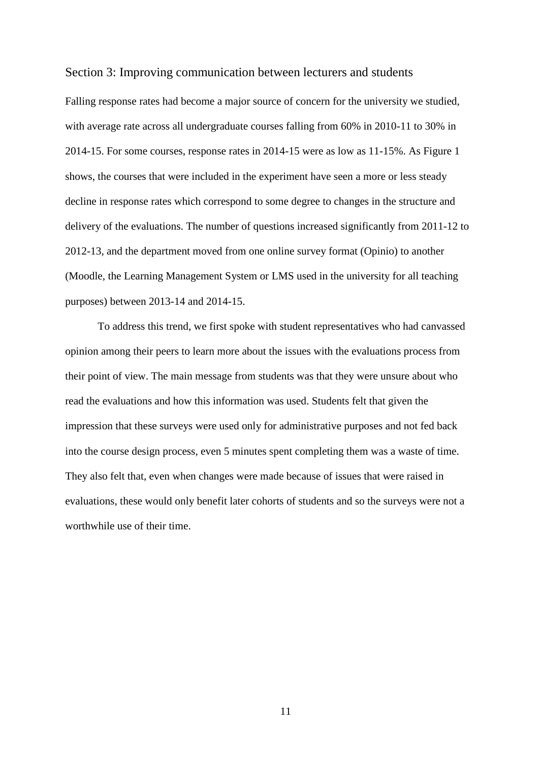## Section 3: Improving communication between lecturers and students

Falling response rates had become a major source of concern for the university we studied, with average rate across all undergraduate courses falling from 60% in 2010-11 to 30% in 2014-15. For some courses, response rates in 2014-15 were as low as 11-15%. As Figure 1 shows, the courses that were included in the experiment have seen a more or less steady decline in response rates which correspond to some degree to changes in the structure and delivery of the evaluations. The number of questions increased significantly from 2011-12 to 2012-13, and the department moved from one online survey format (Opinio) to another (Moodle, the Learning Management System or LMS used in the university for all teaching purposes) between 2013-14 and 2014-15.

To address this trend, we first spoke with student representatives who had canvassed opinion among their peers to learn more about the issues with the evaluations process from their point of view. The main message from students was that they were unsure about who read the evaluations and how this information was used. Students felt that given the impression that these surveys were used only for administrative purposes and not fed back into the course design process, even 5 minutes spent completing them was a waste of time. They also felt that, even when changes were made because of issues that were raised in evaluations, these would only benefit later cohorts of students and so the surveys were not a worthwhile use of their time.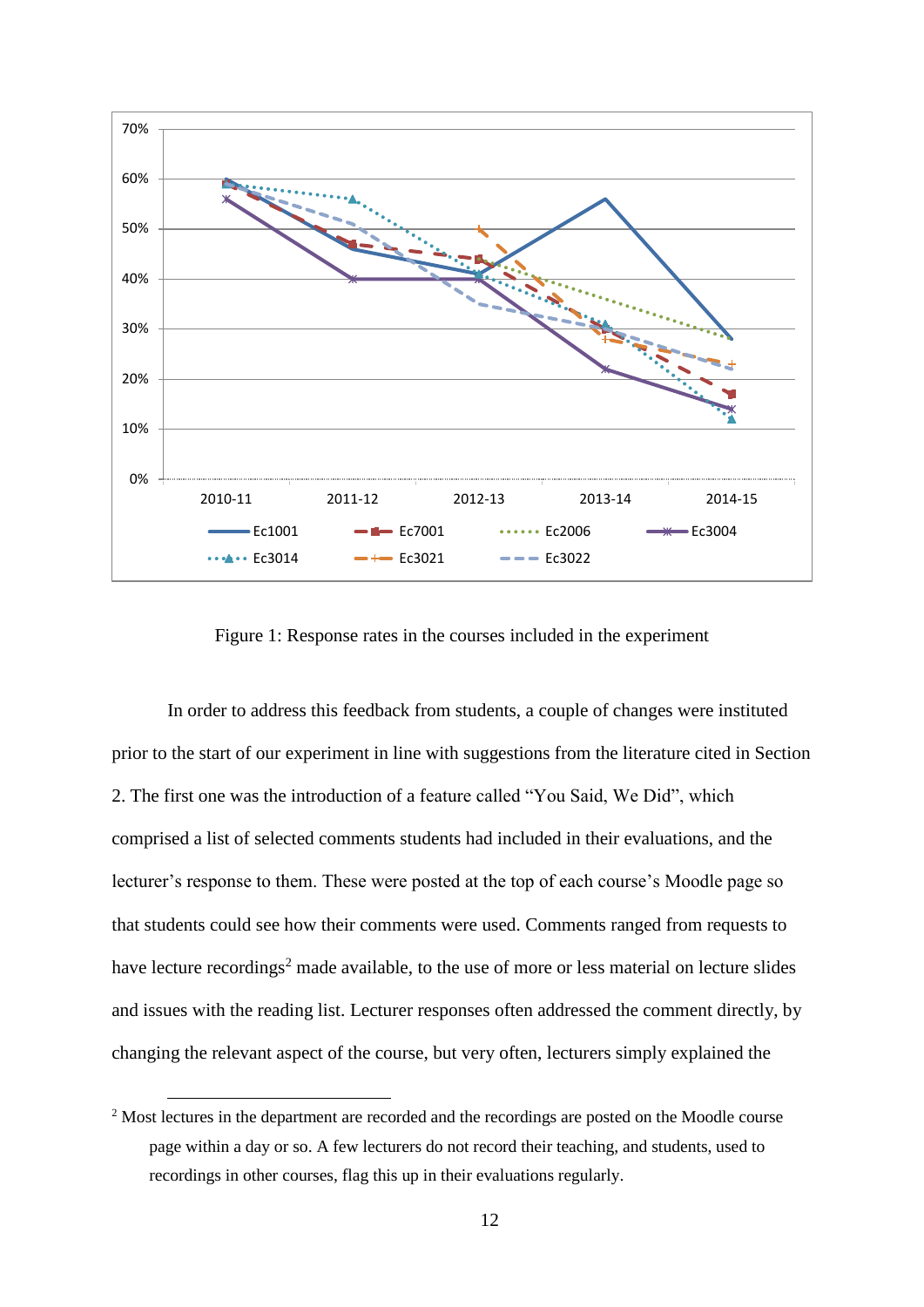Figure 1: Response rates in the courses included in the experiment

In order to address this feedback from students, a couple of changes were instituted prior to the start of our experiment in line with suggestions from the literature cited in Section 2. The first one was the introduction of a feature called "You Said, We Did", which comprised a list of selected comments students had included in their evaluations, and the lecturer's response to them. These were posted at the top of each course's Moodle page so that students could see how their comments were used. Comments ranged from requests to have lecture recordings[2] made available, to the use of more or less material on lecture slides and issues with the reading list. Lecturer responses often addressed the comment directly, by changing the relevant aspect of the course, but very often, lecturers simply explained the

[2] Most lectures in the department are recorded and the recordings are posted on the Moodle course page within a day or so. A few lecturers do not record their teaching, and students, used to recordings in other courses, flag this up in their evaluations regularly.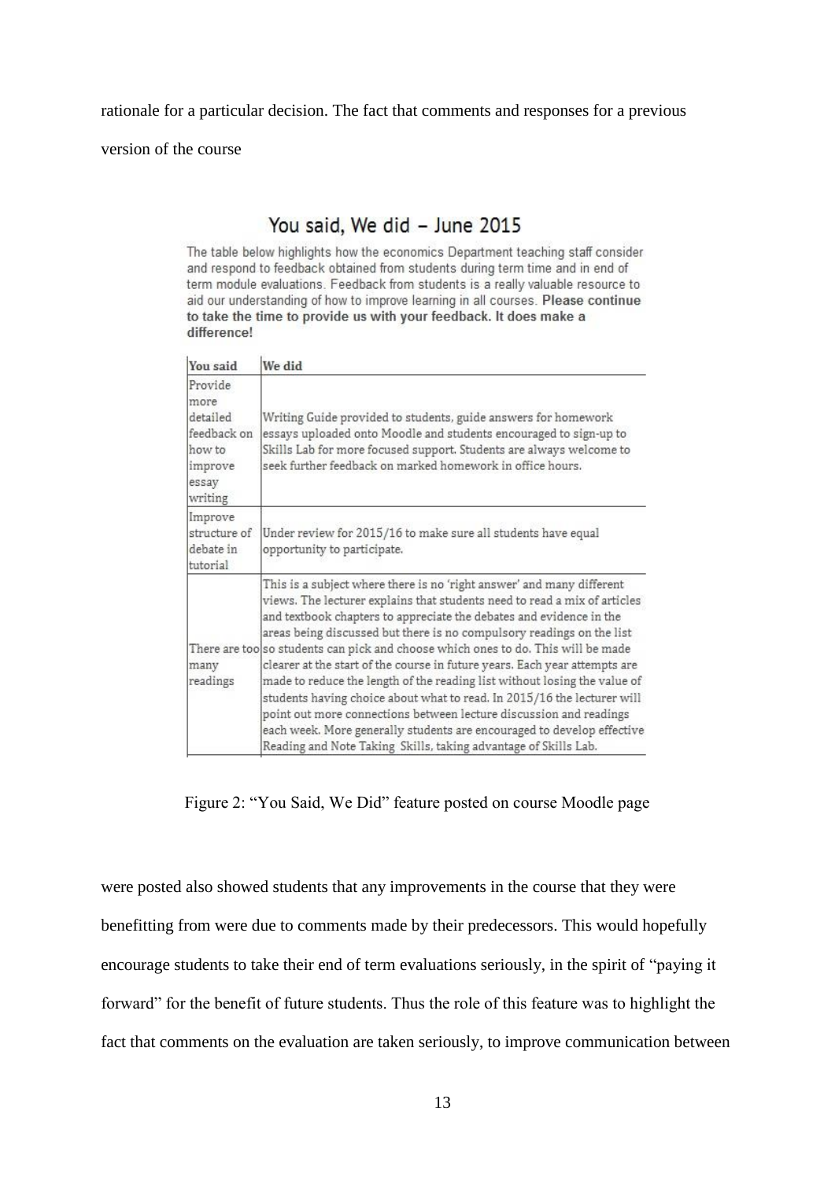rationale for a particular decision. The fact that comments and responses for a previous version of the course

## You said, We did – June 2015

The table below highlights how the economics Department teaching staff consider and respond to feedback obtained from students during term time and in end of term module evaluations. Feedback from students is a really valuable resource to aid our understanding of how to improve learning in all courses. **Please continue to take the time to provide us with your feedback. It does make a difference!**

| You said | We did |
|---|---|
| Provide more detailed feedback on how to improve essay writing | Writing Guide provided to students, guide answers for homework essays uploaded onto Moodle and students encouraged to sign-up to Skills Lab for more focused support. Students are always welcome to seek further feedback on marked homework in office hours. |
| Improve structure of debate in tutorial | Under review for 2015/16 to make sure all students have equal opportunity to participate. |
| There are too many readings | This is a subject where there is no 'right answer' and many different views. The lecturer explains that students need to read a mix of articles and textbook chapters to appreciate the debates and evidence in the areas being discussed but there is no compulsory readings on the list so students can pick and choose which ones to do. This will be made clearer at the start of the course in future years. Each year attempts are made to reduce the length of the reading list without losing the value of students having choice about what to read. In 2015/16 the lecturer will point out more connections between lecture discussion and readings each week. More generally students are encouraged to develop effective Reading and Note Taking Skills, taking advantage of Skills Lab. |

Figure 2: "You Said, We Did" feature posted on course Moodle page

were posted also showed students that any improvements in the course that they were benefitting from were due to comments made by their predecessors. This would hopefully encourage students to take their end of term evaluations seriously, in the spirit of "paying it forward" for the benefit of future students. Thus the role of this feature was to highlight the fact that comments on the evaluation are taken seriously, to improve communication between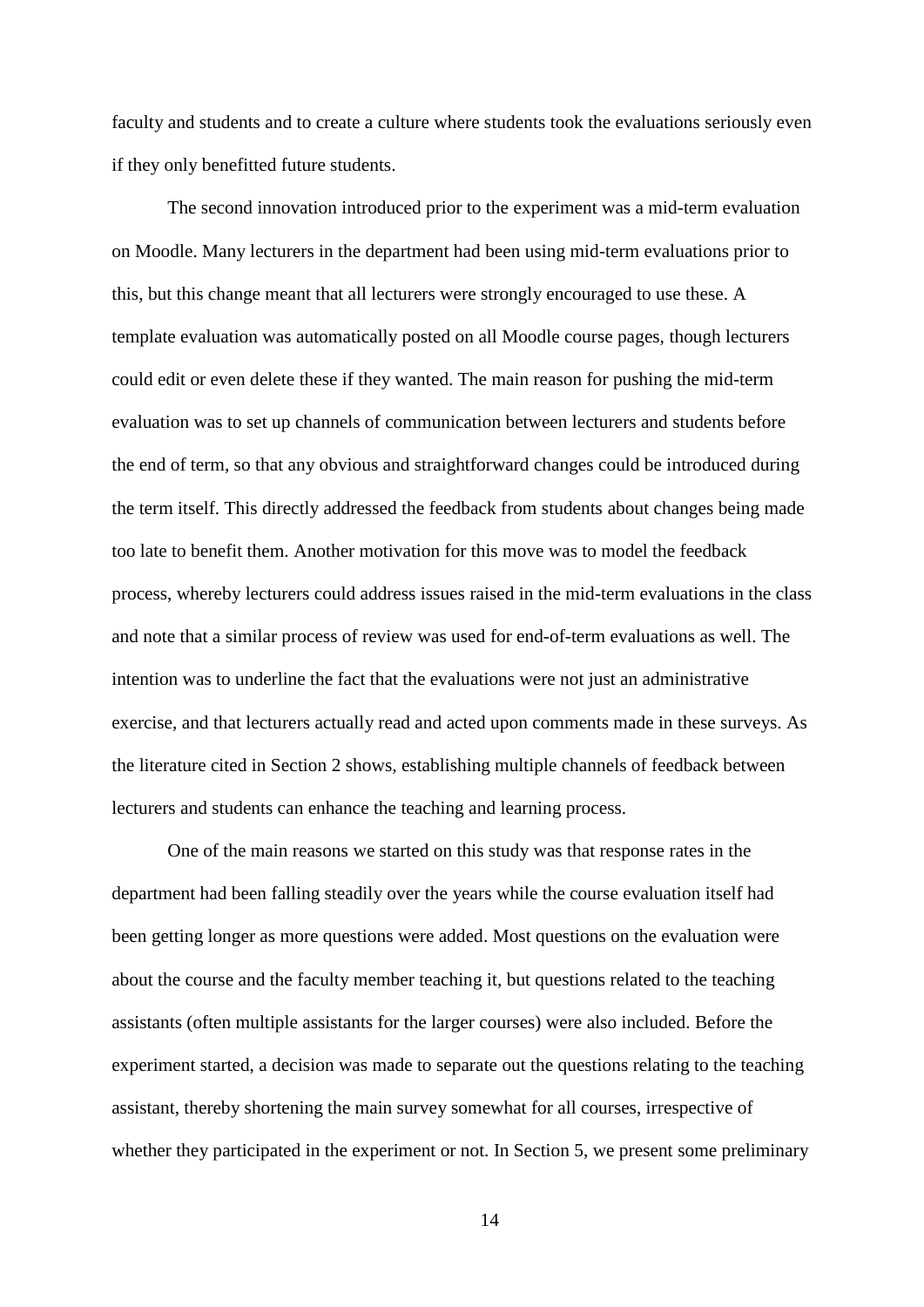faculty and students and to create a culture where students took the evaluations seriously even if they only benefitted future students.

The second innovation introduced prior to the experiment was a mid-term evaluation on Moodle. Many lecturers in the department had been using mid-term evaluations prior to this, but this change meant that all lecturers were strongly encouraged to use these. A template evaluation was automatically posted on all Moodle course pages, though lecturers could edit or even delete these if they wanted. The main reason for pushing the mid-term evaluation was to set up channels of communication between lecturers and students before the end of term, so that any obvious and straightforward changes could be introduced during the term itself. This directly addressed the feedback from students about changes being made too late to benefit them. Another motivation for this move was to model the feedback process, whereby lecturers could address issues raised in the mid-term evaluations in the class and note that a similar process of review was used for end-of-term evaluations as well. The intention was to underline the fact that the evaluations were not just an administrative exercise, and that lecturers actually read and acted upon comments made in these surveys. As the literature cited in Section 2 shows, establishing multiple channels of feedback between lecturers and students can enhance the teaching and learning process.

One of the main reasons we started on this study was that response rates in the department had been falling steadily over the years while the course evaluation itself had been getting longer as more questions were added. Most questions on the evaluation were about the course and the faculty member teaching it, but questions related to the teaching assistants (often multiple assistants for the larger courses) were also included. Before the experiment started, a decision was made to separate out the questions relating to the teaching assistant, thereby shortening the main survey somewhat for all courses, irrespective of whether they participated in the experiment or not. In Section 5, we present some preliminary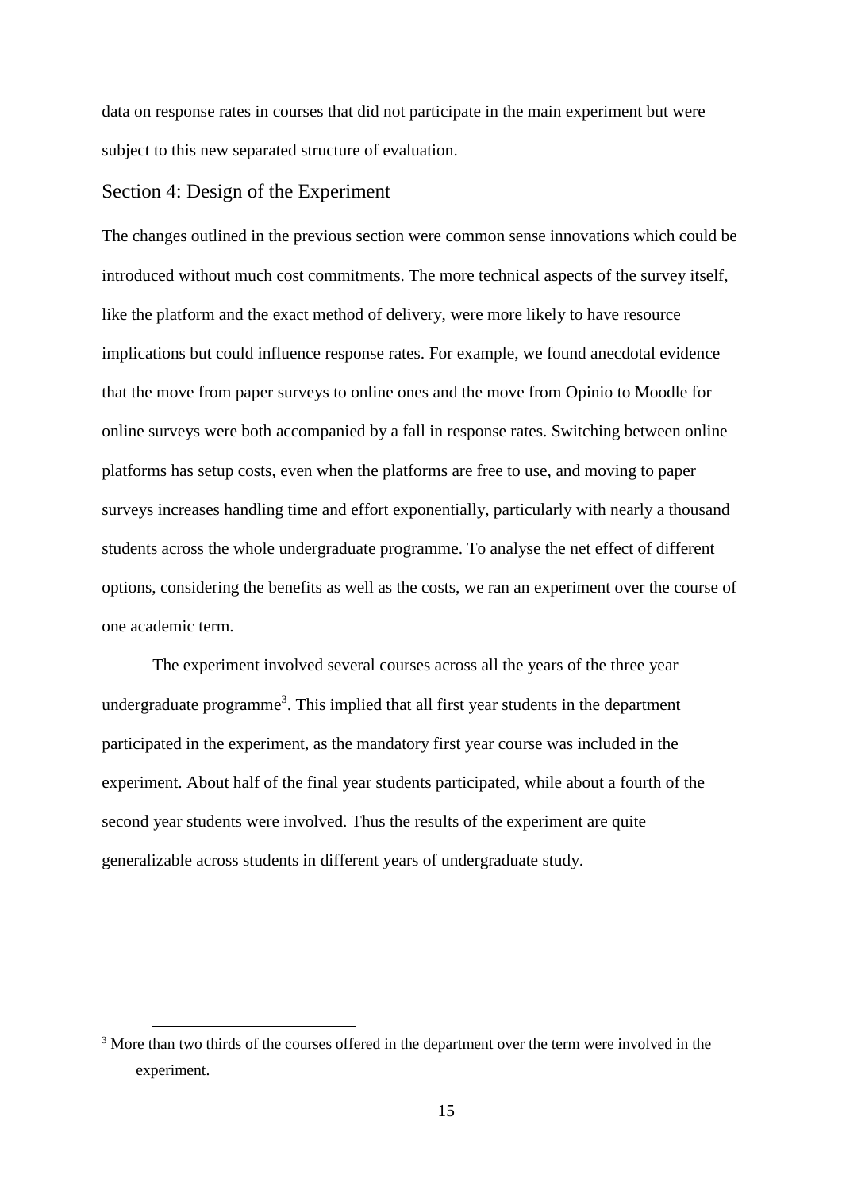data on response rates in courses that did not participate in the main experiment but were subject to this new separated structure of evaluation.

## Section 4: Design of the Experiment

The changes outlined in the previous section were common sense innovations which could be introduced without much cost commitments. The more technical aspects of the survey itself, like the platform and the exact method of delivery, were more likely to have resource implications but could influence response rates. For example, we found anecdotal evidence that the move from paper surveys to online ones and the move from Opinio to Moodle for online surveys were both accompanied by a fall in response rates. Switching between online platforms has setup costs, even when the platforms are free to use, and moving to paper surveys increases handling time and effort exponentially, particularly with nearly a thousand students across the whole undergraduate programme. To analyse the net effect of different options, considering the benefits as well as the costs, we ran an experiment over the course of one academic term.

The experiment involved several courses across all the years of the three year undergraduate programme[3]. This implied that all first year students in the department participated in the experiment, as the mandatory first year course was included in the experiment. About half of the final year students participated, while about a fourth of the second year students were involved. Thus the results of the experiment are quite generalizable across students in different years of undergraduate study.

[3] More than two thirds of the courses offered in the department over the term were involved in the experiment.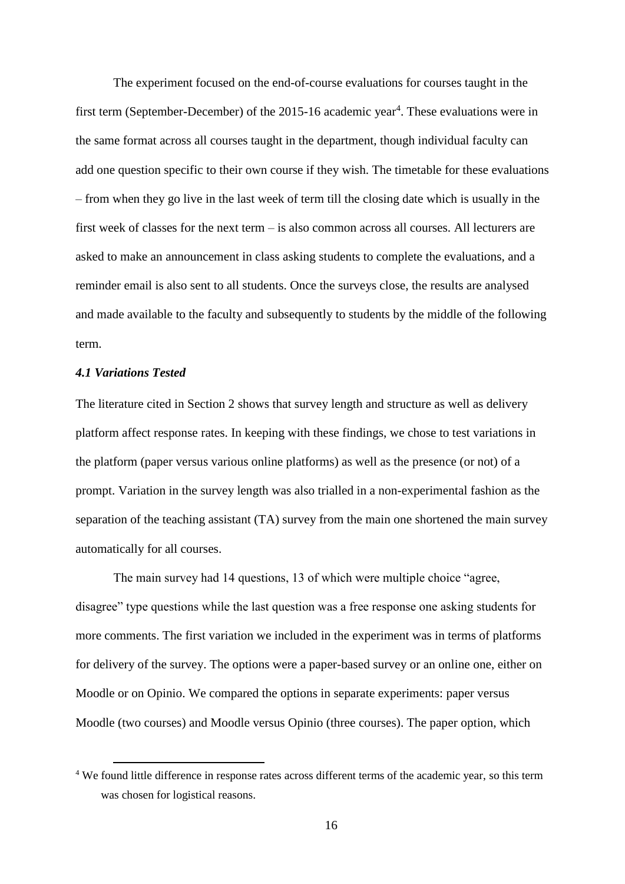The experiment focused on the end-of-course evaluations for courses taught in the first term (September-December) of the 2015-16 academic year[4]. These evaluations were in the same format across all courses taught in the department, though individual faculty can add one question specific to their own course if they wish. The timetable for these evaluations – from when they go live in the last week of term till the closing date which is usually in the first week of classes for the next term – is also common across all courses. All lecturers are asked to make an announcement in class asking students to complete the evaluations, and a reminder email is also sent to all students. Once the surveys close, the results are analysed and made available to the faculty and subsequently to students by the middle of the following term.

### *4.1 Variations Tested*

The literature cited in Section 2 shows that survey length and structure as well as delivery platform affect response rates. In keeping with these findings, we chose to test variations in the platform (paper versus various online platforms) as well as the presence (or not) of a prompt. Variation in the survey length was also trialled in a non-experimental fashion as the separation of the teaching assistant (TA) survey from the main one shortened the main survey automatically for all courses.

The main survey had 14 questions, 13 of which were multiple choice "agree, disagree" type questions while the last question was a free response one asking students for more comments. The first variation we included in the experiment was in terms of platforms for delivery of the survey. The options were a paper-based survey or an online one, either on Moodle or on Opinio. We compared the options in separate experiments: paper versus Moodle (two courses) and Moodle versus Opinio (three courses). The paper option, which

---

[4] We found little difference in response rates across different terms of the academic year, so this term was chosen for logistical reasons.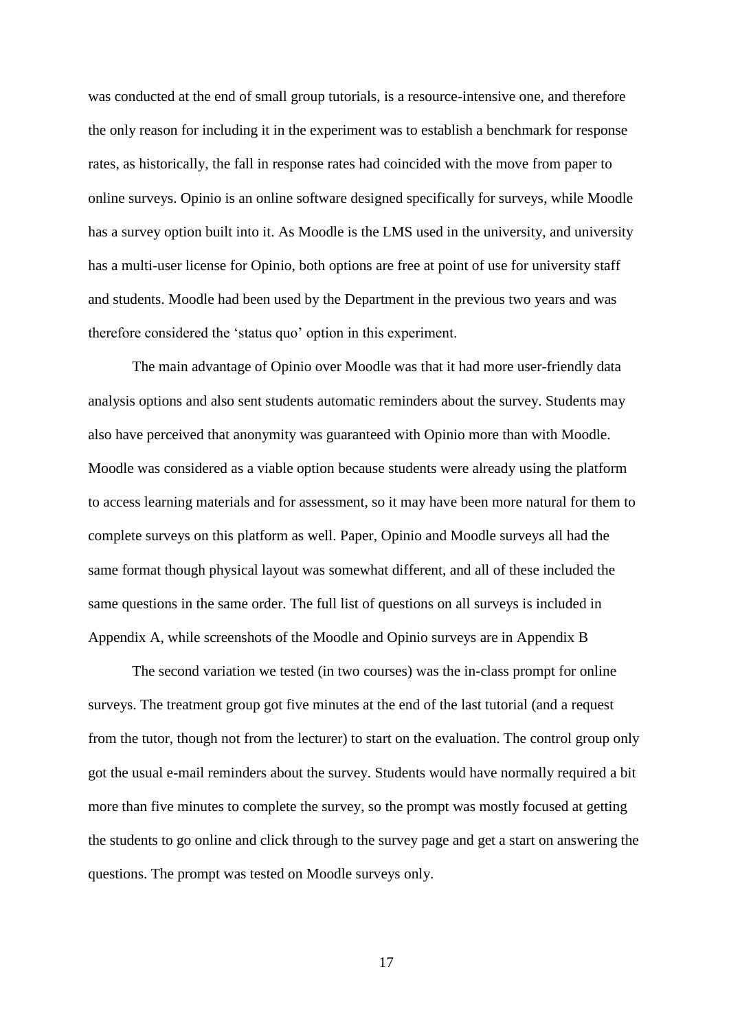was conducted at the end of small group tutorials, is a resource-intensive one, and therefore the only reason for including it in the experiment was to establish a benchmark for response rates, as historically, the fall in response rates had coincided with the move from paper to online surveys. Opinio is an online software designed specifically for surveys, while Moodle has a survey option built into it. As Moodle is the LMS used in the university, and university has a multi-user license for Opinio, both options are free at point of use for university staff and students. Moodle had been used by the Department in the previous two years and was therefore considered the 'status quo' option in this experiment.

The main advantage of Opinio over Moodle was that it had more user-friendly data analysis options and also sent students automatic reminders about the survey. Students may also have perceived that anonymity was guaranteed with Opinio more than with Moodle. Moodle was considered as a viable option because students were already using the platform to access learning materials and for assessment, so it may have been more natural for them to complete surveys on this platform as well. Paper, Opinio and Moodle surveys all had the same format though physical layout was somewhat different, and all of these included the same questions in the same order. The full list of questions on all surveys is included in Appendix A, while screenshots of the Moodle and Opinio surveys are in Appendix B

The second variation we tested (in two courses) was the in-class prompt for online surveys. The treatment group got five minutes at the end of the last tutorial (and a request from the tutor, though not from the lecturer) to start on the evaluation. The control group only got the usual e-mail reminders about the survey. Students would have normally required a bit more than five minutes to complete the survey, so the prompt was mostly focused at getting the students to go online and click through to the survey page and get a start on answering the questions. The prompt was tested on Moodle surveys only.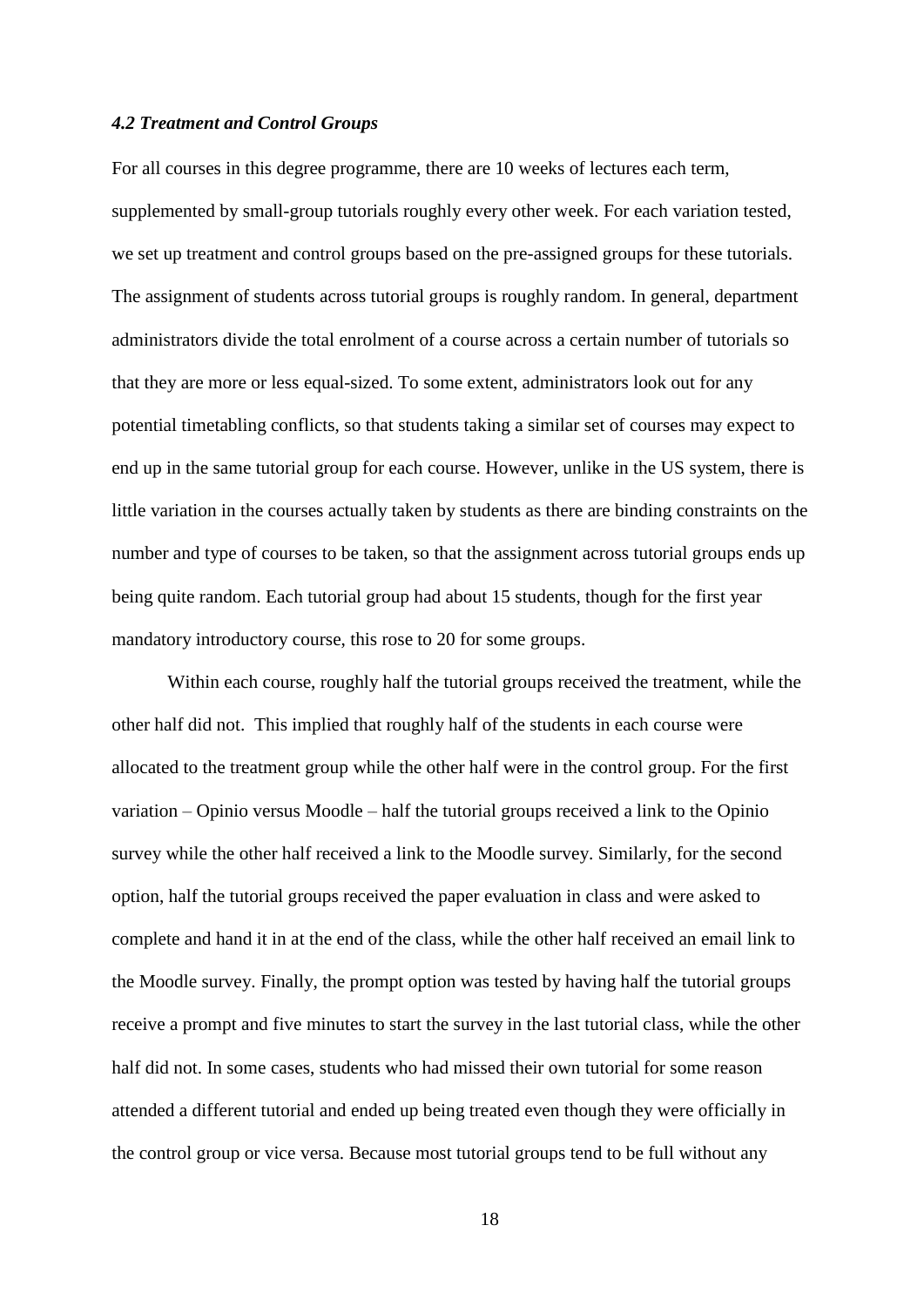### *4.2 Treatment and Control Groups*

For all courses in this degree programme, there are 10 weeks of lectures each term, supplemented by small-group tutorials roughly every other week. For each variation tested, we set up treatment and control groups based on the pre-assigned groups for these tutorials. The assignment of students across tutorial groups is roughly random. In general, department administrators divide the total enrolment of a course across a certain number of tutorials so that they are more or less equal-sized. To some extent, administrators look out for any potential timetabling conflicts, so that students taking a similar set of courses may expect to end up in the same tutorial group for each course. However, unlike in the US system, there is little variation in the courses actually taken by students as there are binding constraints on the number and type of courses to be taken, so that the assignment across tutorial groups ends up being quite random. Each tutorial group had about 15 students, though for the first year mandatory introductory course, this rose to 20 for some groups.

Within each course, roughly half the tutorial groups received the treatment, while the other half did not. This implied that roughly half of the students in each course were allocated to the treatment group while the other half were in the control group. For the first variation – Opinio versus Moodle – half the tutorial groups received a link to the Opinio survey while the other half received a link to the Moodle survey. Similarly, for the second option, half the tutorial groups received the paper evaluation in class and were asked to complete and hand it in at the end of the class, while the other half received an email link to the Moodle survey. Finally, the prompt option was tested by having half the tutorial groups receive a prompt and five minutes to start the survey in the last tutorial class, while the other half did not. In some cases, students who had missed their own tutorial for some reason attended a different tutorial and ended up being treated even though they were officially in the control group or vice versa. Because most tutorial groups tend to be full without any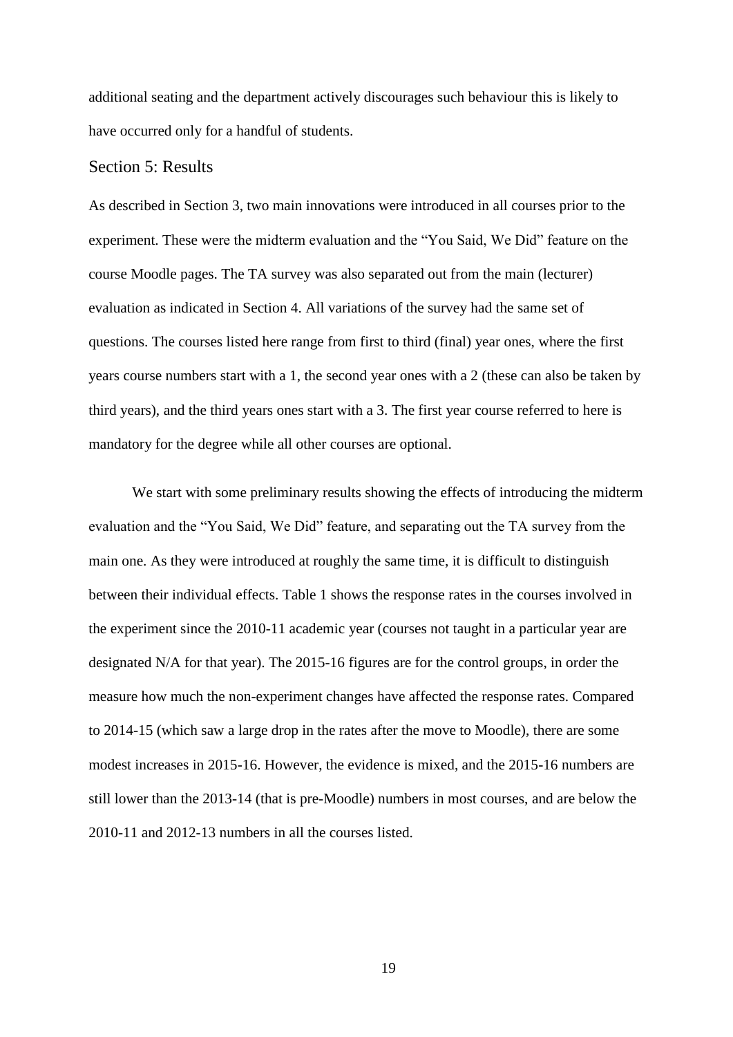additional seating and the department actively discourages such behaviour this is likely to have occurred only for a handful of students.

## Section 5: Results

As described in Section 3, two main innovations were introduced in all courses prior to the experiment. These were the midterm evaluation and the "You Said, We Did" feature on the course Moodle pages. The TA survey was also separated out from the main (lecturer) evaluation as indicated in Section 4. All variations of the survey had the same set of questions. The courses listed here range from first to third (final) year ones, where the first years course numbers start with a 1, the second year ones with a 2 (these can also be taken by third years), and the third years ones start with a 3. The first year course referred to here is mandatory for the degree while all other courses are optional.

We start with some preliminary results showing the effects of introducing the midterm evaluation and the "You Said, We Did" feature, and separating out the TA survey from the main one. As they were introduced at roughly the same time, it is difficult to distinguish between their individual effects. Table 1 shows the response rates in the courses involved in the experiment since the 2010-11 academic year (courses not taught in a particular year are designated N/A for that year). The 2015-16 figures are for the control groups, in order the measure how much the non-experiment changes have affected the response rates. Compared to 2014-15 (which saw a large drop in the rates after the move to Moodle), there are some modest increases in 2015-16. However, the evidence is mixed, and the 2015-16 numbers are still lower than the 2013-14 (that is pre-Moodle) numbers in most courses, and are below the 2010-11 and 2012-13 numbers in all the courses listed.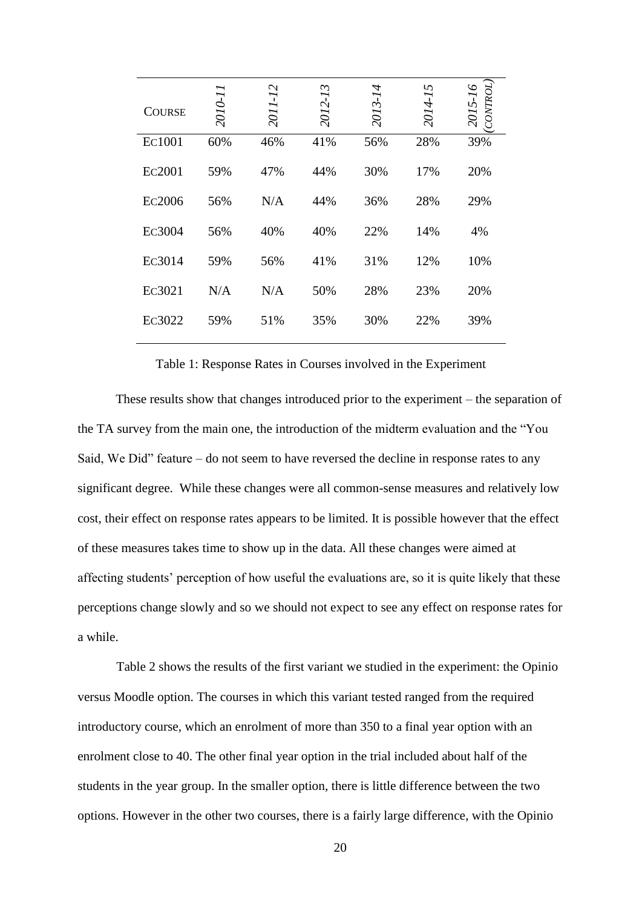| Course | 2010-11 | 2011-12 | 2012-13 | 2013-14 | 2014-15 | 2015-16 (CONTROL) |
|---|---|---|---|---|---|---|
| EC1001 | 60% | 46% | 41% | 56% | 28% | 39% |
| EC2001 | 59% | 47% | 44% | 30% | 17% | 20% |
| EC2006 | 56% | N/A | 44% | 36% | 28% | 29% |
| EC3004 | 56% | 40% | 40% | 22% | 14% | 4% |
| EC3014 | 59% | 56% | 41% | 31% | 12% | 10% |
| EC3021 | N/A | N/A | 50% | 28% | 23% | 20% |
| EC3022 | 59% | 51% | 35% | 30% | 22% | 39% |

Table 1: Response Rates in Courses involved in the Experiment

These results show that changes introduced prior to the experiment – the separation of the TA survey from the main one, the introduction of the midterm evaluation and the "You Said, We Did" feature – do not seem to have reversed the decline in response rates to any significant degree. While these changes were all common-sense measures and relatively low cost, their effect on response rates appears to be limited. It is possible however that the effect of these measures takes time to show up in the data. All these changes were aimed at affecting students' perception of how useful the evaluations are, so it is quite likely that these perceptions change slowly and so we should not expect to see any effect on response rates for a while.

Table 2 shows the results of the first variant we studied in the experiment: the Opinio versus Moodle option. The courses in which this variant tested ranged from the required introductory course, which an enrolment of more than 350 to a final year option with an enrolment close to 40. The other final year option in the trial included about half of the students in the year group. In the smaller option, there is little difference between the two options. However in the other two courses, there is a fairly large difference, with the Opinio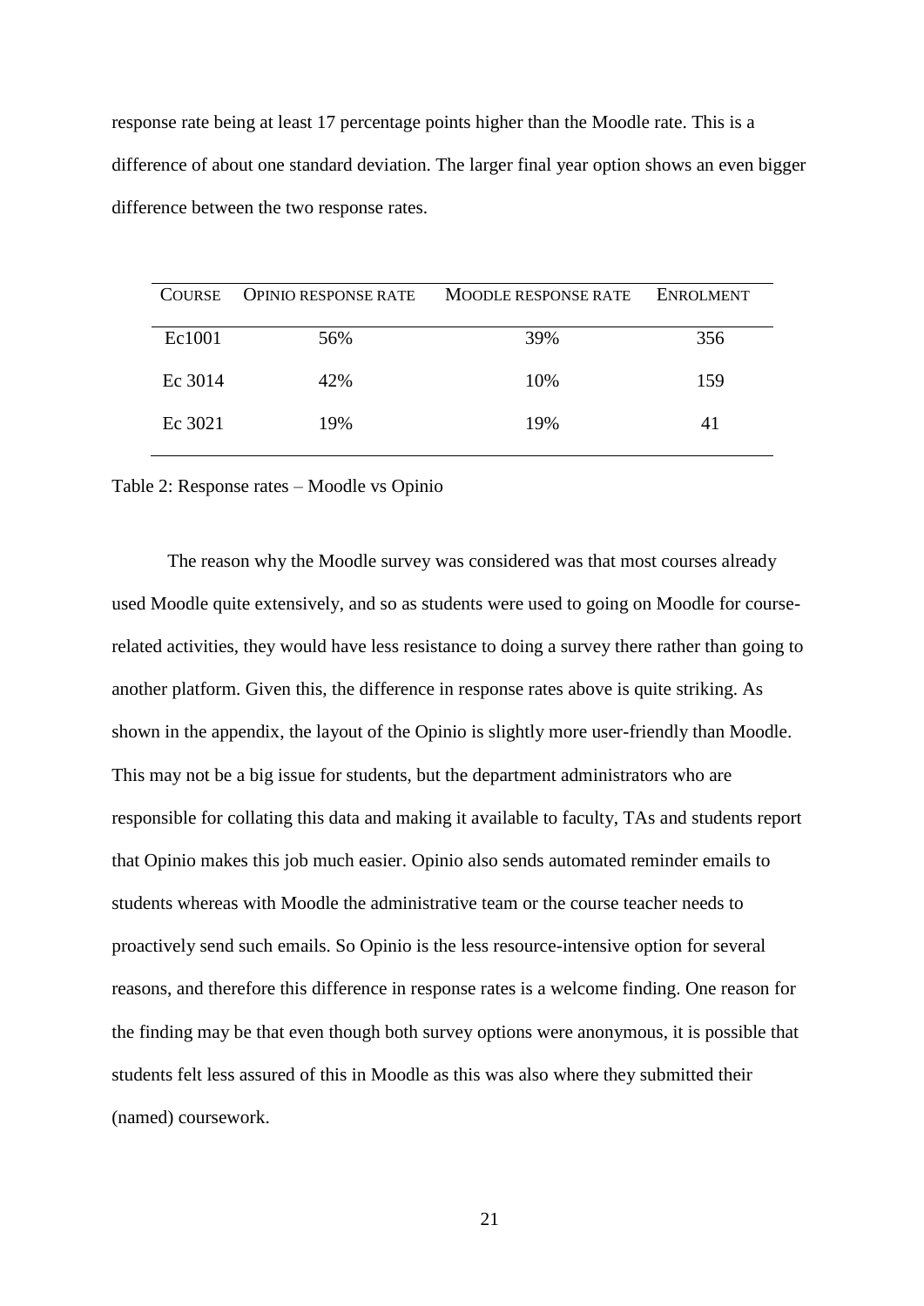response rate being at least 17 percentage points higher than the Moodle rate. This is a difference of about one standard deviation. The larger final year option shows an even bigger difference between the two response rates.

| COURSE | OPINIO RESPONSE RATE | MOODLE RESPONSE RATE | ENROLMENT |
|---|---|---|---|
| Ec1001 | 56% | 39% | 356 |
| Ec 3014 | 42% | 10% | 159 |
| Ec 3021 | 19% | 19% | 41 |

Table 2: Response rates – Moodle vs Opinio

The reason why the Moodle survey was considered was that most courses already used Moodle quite extensively, and so as students were used to going on Moodle for course-related activities, they would have less resistance to doing a survey there rather than going to another platform. Given this, the difference in response rates above is quite striking. As shown in the appendix, the layout of the Opinio is slightly more user-friendly than Moodle. This may not be a big issue for students, but the department administrators who are responsible for collating this data and making it available to faculty, TAs and students report that Opinio makes this job much easier. Opinio also sends automated reminder emails to students whereas with Moodle the administrative team or the course teacher needs to proactively send such emails. So Opinio is the less resource-intensive option for several reasons, and therefore this difference in response rates is a welcome finding. One reason for the finding may be that even though both survey options were anonymous, it is possible that students felt less assured of this in Moodle as this was also where they submitted their (named) coursework.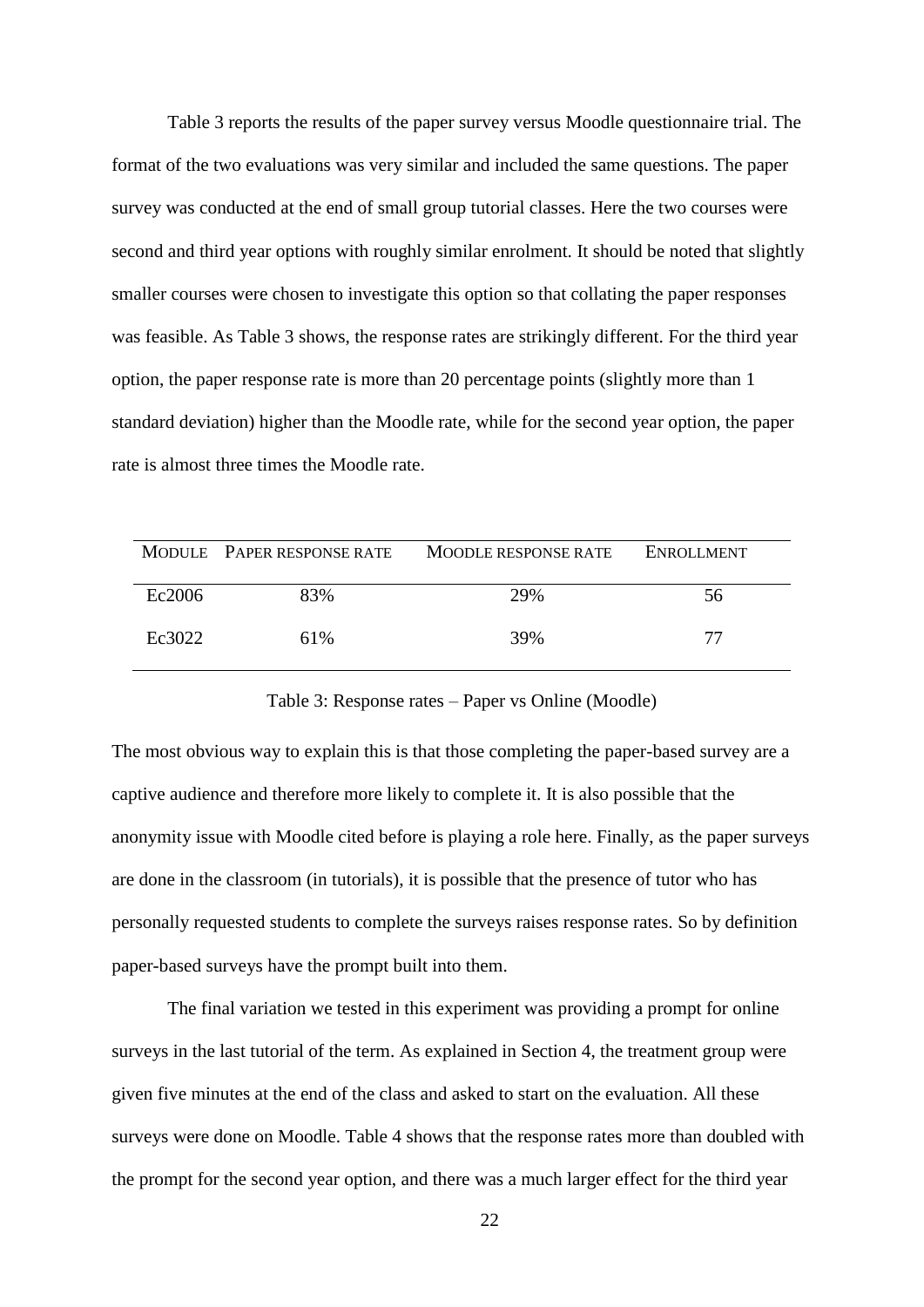Table 3 reports the results of the paper survey versus Moodle questionnaire trial. The format of the two evaluations was very similar and included the same questions. The paper survey was conducted at the end of small group tutorial classes. Here the two courses were second and third year options with roughly similar enrolment. It should be noted that slightly smaller courses were chosen to investigate this option so that collating the paper responses was feasible. As Table 3 shows, the response rates are strikingly different. For the third year option, the paper response rate is more than 20 percentage points (slightly more than 1 standard deviation) higher than the Moodle rate, while for the second year option, the paper rate is almost three times the Moodle rate.

| Module | Paper response rate | Moodle response rate | Enrollment |
|---|---|---|---|
| Ec2006 | 83% | 29% | 56 |
| Ec3022 | 61% | 39% | 77 |

Table 3: Response rates – Paper vs Online (Moodle)

The most obvious way to explain this is that those completing the paper-based survey are a captive audience and therefore more likely to complete it. It is also possible that the anonymity issue with Moodle cited before is playing a role here. Finally, as the paper surveys are done in the classroom (in tutorials), it is possible that the presence of tutor who has personally requested students to complete the surveys raises response rates. So by definition paper-based surveys have the prompt built into them.

The final variation we tested in this experiment was providing a prompt for online surveys in the last tutorial of the term. As explained in Section 4, the treatment group were given five minutes at the end of the class and asked to start on the evaluation. All these surveys were done on Moodle. Table 4 shows that the response rates more than doubled with the prompt for the second year option, and there was a much larger effect for the third year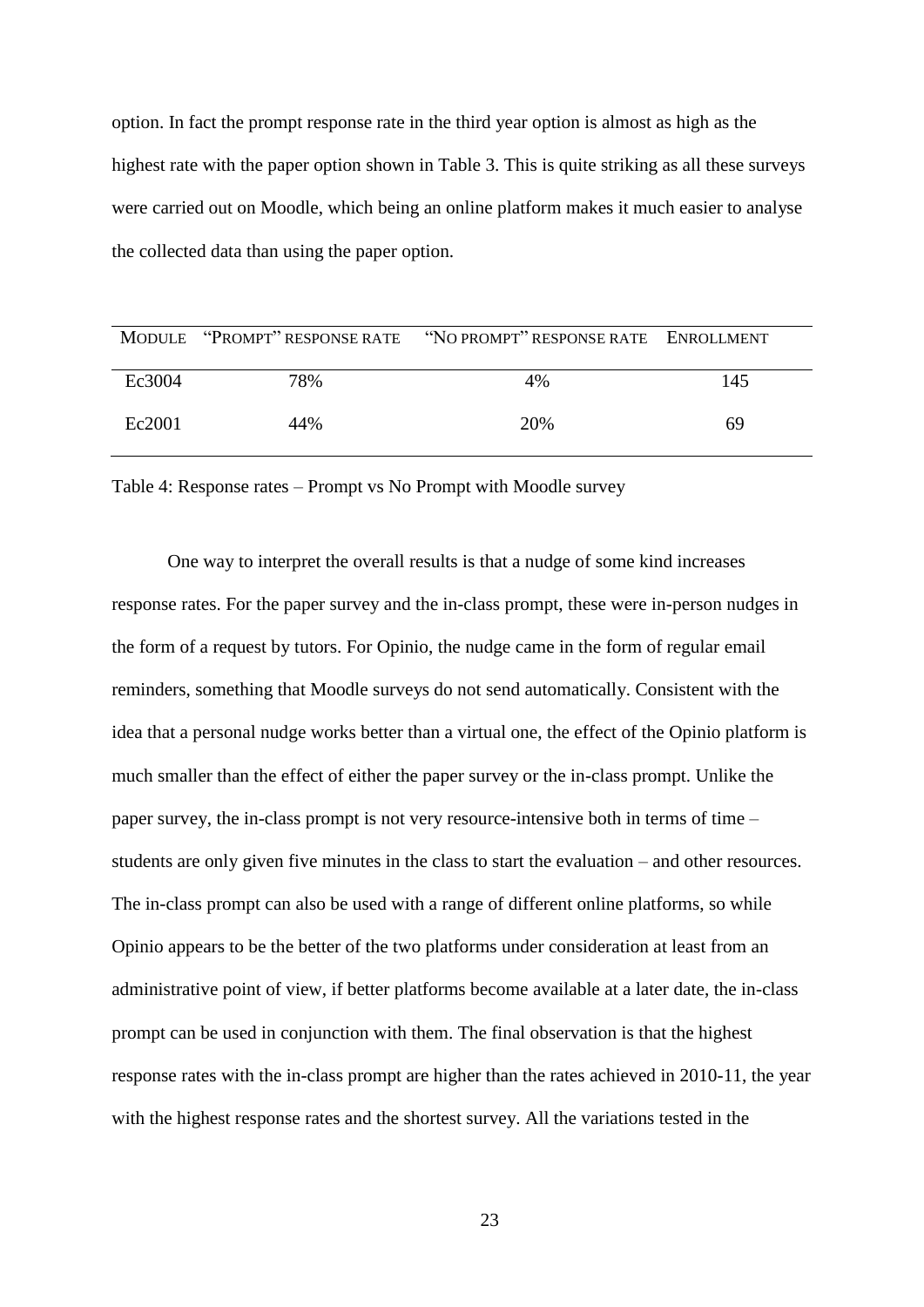option. In fact the prompt response rate in the third year option is almost as high as the highest rate with the paper option shown in Table 3. This is quite striking as all these surveys were carried out on Moodle, which being an online platform makes it much easier to analyse the collected data than using the paper option.

| MODULE | "PROMPT" RESPONSE RATE | "NO PROMPT" RESPONSE RATE | ENROLLMENT |
|---|---|---|---|
| Ec3004 | 78% | 4% | 145 |
| Ec2001 | 44% | 20% | 69 |

Table 4: Response rates – Prompt vs No Prompt with Moodle survey

One way to interpret the overall results is that a nudge of some kind increases response rates. For the paper survey and the in-class prompt, these were in-person nudges in the form of a request by tutors. For Opinio, the nudge came in the form of regular email reminders, something that Moodle surveys do not send automatically. Consistent with the idea that a personal nudge works better than a virtual one, the effect of the Opinio platform is much smaller than the effect of either the paper survey or the in-class prompt. Unlike the paper survey, the in-class prompt is not very resource-intensive both in terms of time – students are only given five minutes in the class to start the evaluation – and other resources. The in-class prompt can also be used with a range of different online platforms, so while Opinio appears to be the better of the two platforms under consideration at least from an administrative point of view, if better platforms become available at a later date, the in-class prompt can be used in conjunction with them. The final observation is that the highest response rates with the in-class prompt are higher than the rates achieved in 2010-11, the year with the highest response rates and the shortest survey. All the variations tested in the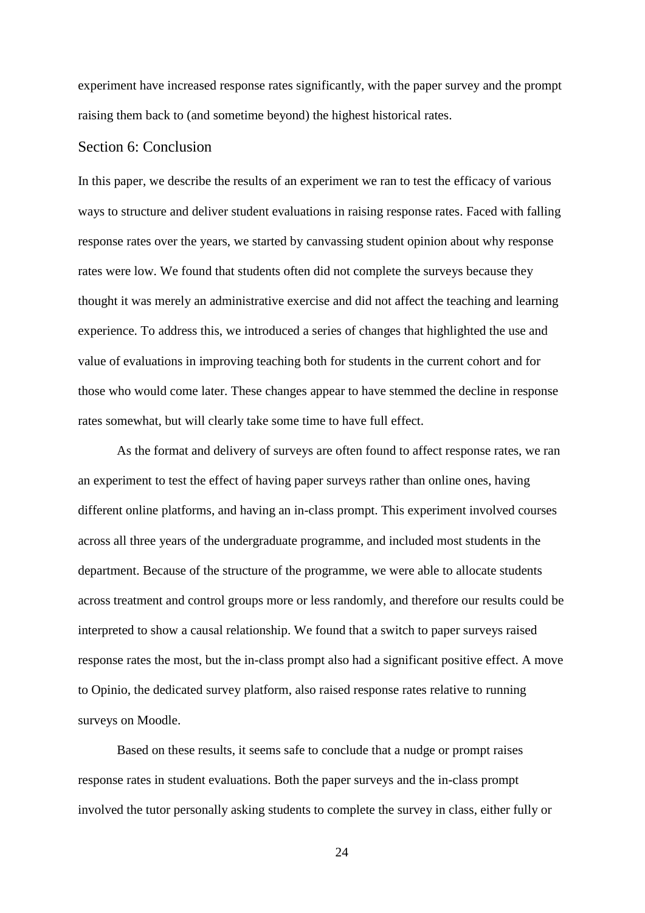experiment have increased response rates significantly, with the paper survey and the prompt raising them back to (and sometime beyond) the highest historical rates.

## Section 6: Conclusion

In this paper, we describe the results of an experiment we ran to test the efficacy of various ways to structure and deliver student evaluations in raising response rates. Faced with falling response rates over the years, we started by canvassing student opinion about why response rates were low. We found that students often did not complete the surveys because they thought it was merely an administrative exercise and did not affect the teaching and learning experience. To address this, we introduced a series of changes that highlighted the use and value of evaluations in improving teaching both for students in the current cohort and for those who would come later. These changes appear to have stemmed the decline in response rates somewhat, but will clearly take some time to have full effect.

As the format and delivery of surveys are often found to affect response rates, we ran an experiment to test the effect of having paper surveys rather than online ones, having different online platforms, and having an in-class prompt. This experiment involved courses across all three years of the undergraduate programme, and included most students in the department. Because of the structure of the programme, we were able to allocate students across treatment and control groups more or less randomly, and therefore our results could be interpreted to show a causal relationship. We found that a switch to paper surveys raised response rates the most, but the in-class prompt also had a significant positive effect. A move to Opinio, the dedicated survey platform, also raised response rates relative to running surveys on Moodle.

Based on these results, it seems safe to conclude that a nudge or prompt raises response rates in student evaluations. Both the paper surveys and the in-class prompt involved the tutor personally asking students to complete the survey in class, either fully or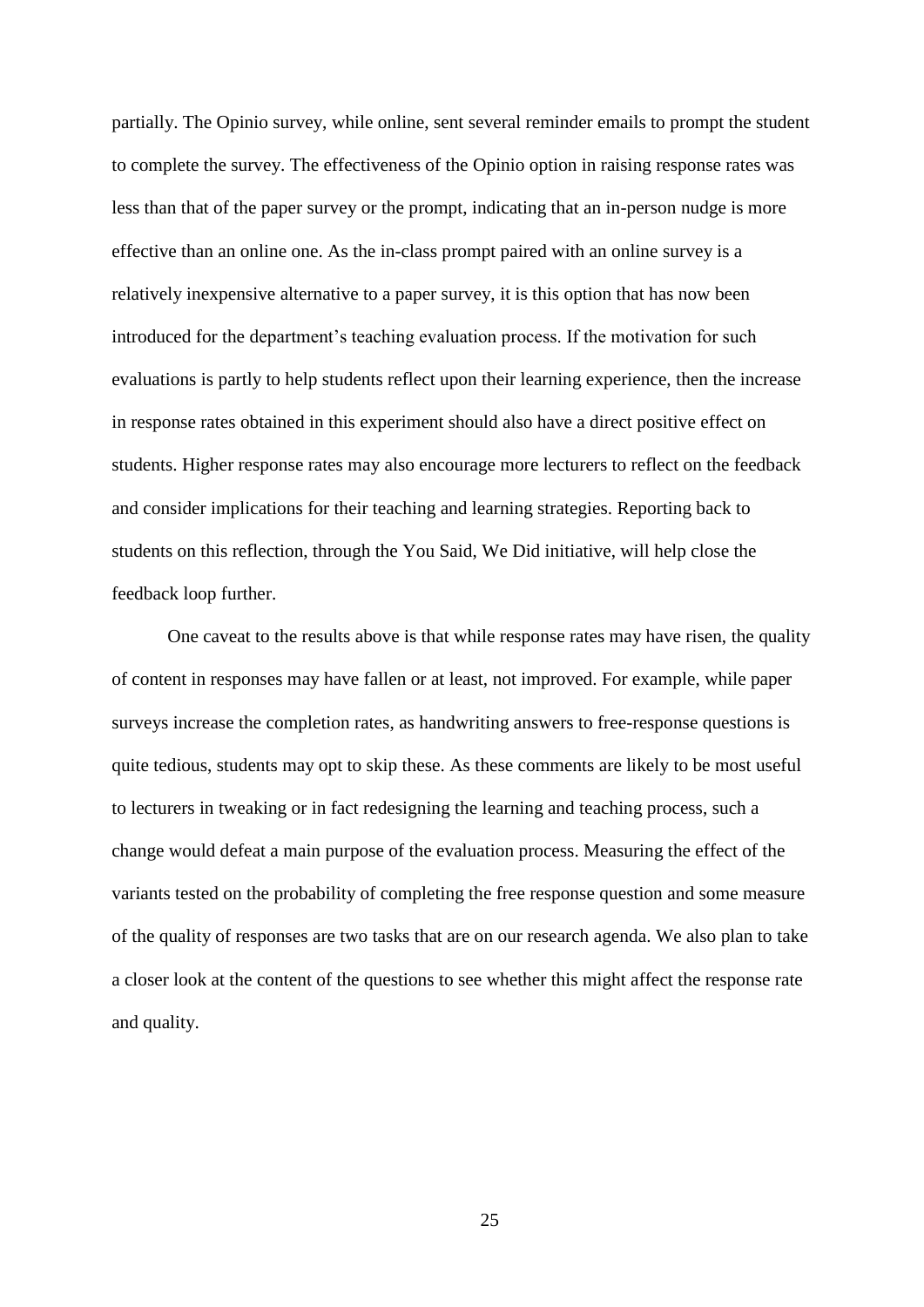partially. The Opinio survey, while online, sent several reminder emails to prompt the student to complete the survey. The effectiveness of the Opinio option in raising response rates was less than that of the paper survey or the prompt, indicating that an in-person nudge is more effective than an online one. As the in-class prompt paired with an online survey is a relatively inexpensive alternative to a paper survey, it is this option that has now been introduced for the department's teaching evaluation process. If the motivation for such evaluations is partly to help students reflect upon their learning experience, then the increase in response rates obtained in this experiment should also have a direct positive effect on students. Higher response rates may also encourage more lecturers to reflect on the feedback and consider implications for their teaching and learning strategies. Reporting back to students on this reflection, through the You Said, We Did initiative, will help close the feedback loop further.

One caveat to the results above is that while response rates may have risen, the quality of content in responses may have fallen or at least, not improved. For example, while paper surveys increase the completion rates, as handwriting answers to free-response questions is quite tedious, students may opt to skip these. As these comments are likely to be most useful to lecturers in tweaking or in fact redesigning the learning and teaching process, such a change would defeat a main purpose of the evaluation process. Measuring the effect of the variants tested on the probability of completing the free response question and some measure of the quality of responses are two tasks that are on our research agenda. We also plan to take a closer look at the content of the questions to see whether this might affect the response rate and quality.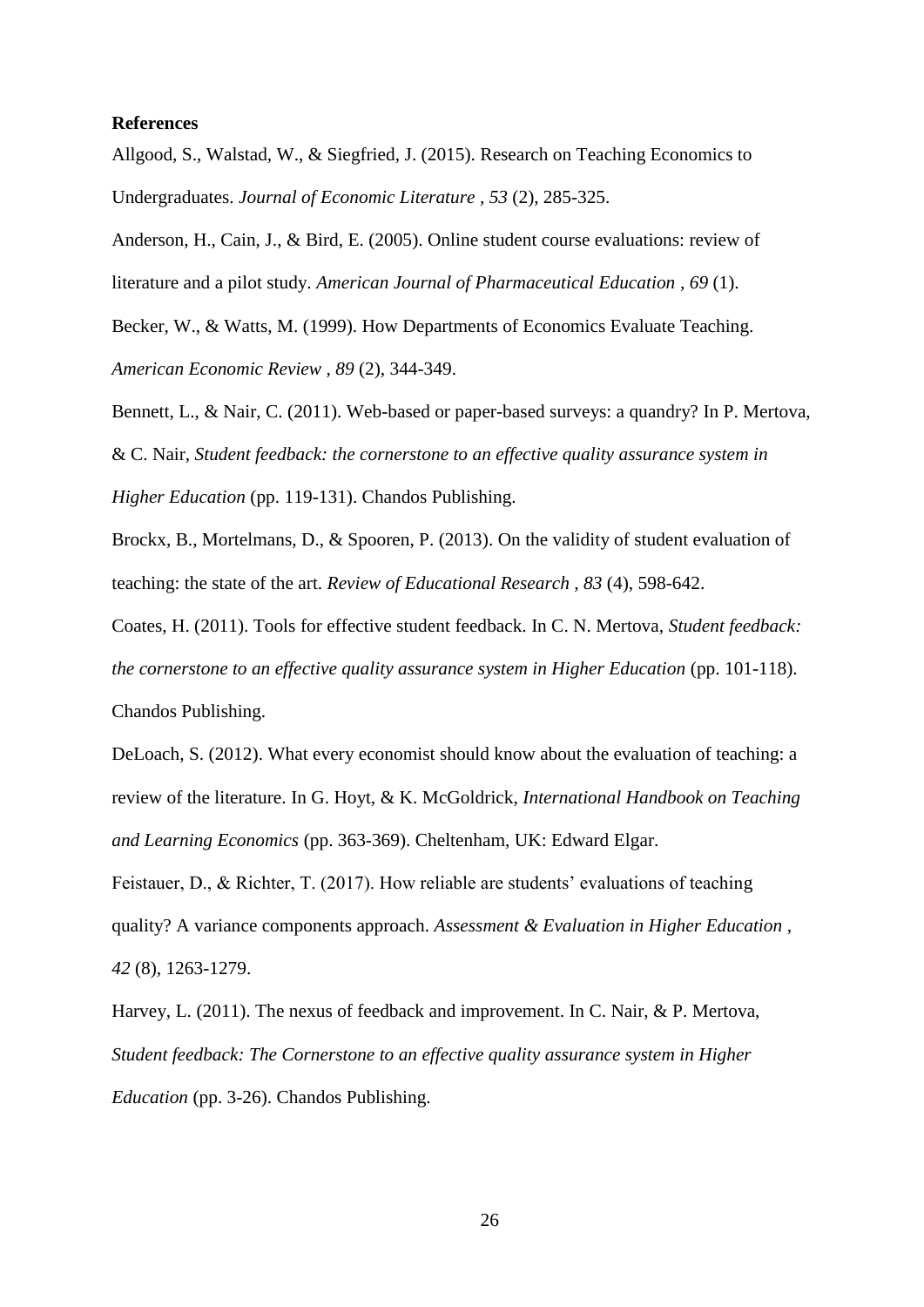**References**

Allgood, S., Walstad, W., & Siegfried, J. (2015). Research on Teaching Economics to Undergraduates. *Journal of Economic Literature , 53* (2), 285-325.

Anderson, H., Cain, J., & Bird, E. (2005). Online student course evaluations: review of literature and a pilot study. *American Journal of Pharmaceutical Education , 69* (1).

Becker, W., & Watts, M. (1999). How Departments of Economics Evaluate Teaching. *American Economic Review , 89* (2), 344-349.

Bennett, L., & Nair, C. (2011). Web-based or paper-based surveys: a quandry? In P. Mertova, & C. Nair, *Student feedback: the cornerstone to an effective quality assurance system in Higher Education* (pp. 119-131). Chandos Publishing.

Brockx, B., Mortelmans, D., & Spooren, P. (2013). On the validity of student evaluation of teaching: the state of the art. *Review of Educational Research , 83* (4), 598-642.

Coates, H. (2011). Tools for effective student feedback. In C. N. Mertova, *Student feedback: the cornerstone to an effective quality assurance system in Higher Education* (pp. 101-118). Chandos Publishing.

DeLoach, S. (2012). What every economist should know about the evaluation of teaching: a review of the literature. In G. Hoyt, & K. McGoldrick, *International Handbook on Teaching and Learning Economics* (pp. 363-369). Cheltenham, UK: Edward Elgar.

Feistauer, D., & Richter, T. (2017). How reliable are students' evaluations of teaching quality? A variance components approach. *Assessment & Evaluation in Higher Education , 42* (8), 1263-1279.

Harvey, L. (2011). The nexus of feedback and improvement. In C. Nair, & P. Mertova, *Student feedback: The Cornerstone to an effective quality assurance system in Higher Education* (pp. 3-26). Chandos Publishing.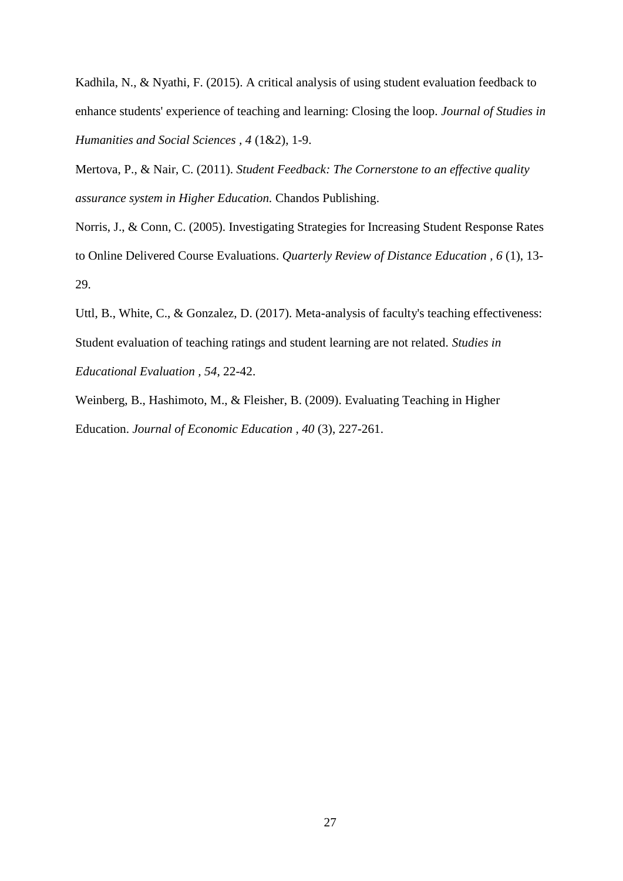Kadhila, N., & Nyathi, F. (2015). A critical analysis of using student evaluation feedback to enhance students' experience of teaching and learning: Closing the loop. *Journal of Studies in Humanities and Social Sciences , 4* (1&2), 1-9.

Mertova, P., & Nair, C. (2011). *Student Feedback: The Cornerstone to an effective quality assurance system in Higher Education.* Chandos Publishing.

Norris, J., & Conn, C. (2005). Investigating Strategies for Increasing Student Response Rates to Online Delivered Course Evaluations. *Quarterly Review of Distance Education , 6* (1), 13-29.

Uttl, B., White, C., & Gonzalez, D. (2017). Meta-analysis of faculty's teaching effectiveness: Student evaluation of teaching ratings and student learning are not related. *Studies in Educational Evaluation , 54*, 22-42.

Weinberg, B., Hashimoto, M., & Fleisher, B. (2009). Evaluating Teaching in Higher Education. *Journal of Economic Education , 40* (3), 227-261.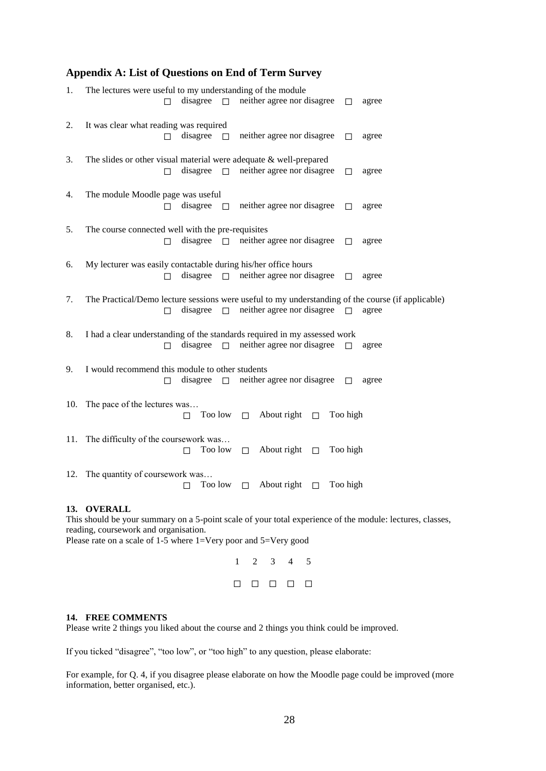## Appendix A: List of Questions on End of Term Survey

1. The lectures were useful to my understanding of the module

   □ disagree □ neither agree nor disagree □ agree

2. It was clear what reading was required

   □ disagree □ neither agree nor disagree □ agree

3. The slides or other visual material were adequate & well-prepared

   □ disagree □ neither agree nor disagree □ agree

4. The module Moodle page was useful

   □ disagree □ neither agree nor disagree □ agree

5. The course connected well with the pre-requisites

   □ disagree □ neither agree nor disagree □ agree

6. My lecturer was easily contactable during his/her office hours

   □ disagree □ neither agree nor disagree □ agree

7. The Practical/Demo lecture sessions were useful to my understanding of the course (if applicable)

   □ disagree □ neither agree nor disagree □ agree

8. I had a clear understanding of the standards required in my assessed work

   □ disagree □ neither agree nor disagree □ agree

9. I would recommend this module to other students

   □ disagree □ neither agree nor disagree □ agree

10. The pace of the lectures was…

    □ Too low □ About right □ Too high

11. The difficulty of the coursework was…

    □ Too low □ About right □ Too high

12. The quantity of coursework was…

    □ Too low □ About right □ Too high

**13. OVERALL**

This should be your summary on a 5-point scale of your total experience of the module: lectures, classes, reading, coursework and organisation.
Please rate on a scale of 1-5 where 1=Very poor and 5=Very good

| 1 | 2 | 3 | 4 | 5 |
|---|---|---|---|---|
| □ | □ | □ | □ | □ |

**14. FREE COMMENTS**

Please write 2 things you liked about the course and 2 things you think could be improved.

If you ticked "disagree", "too low", or "too high" to any question, please elaborate:

For example, for Q. 4, if you disagree please elaborate on how the Moodle page could be improved (more information, better organised, etc.).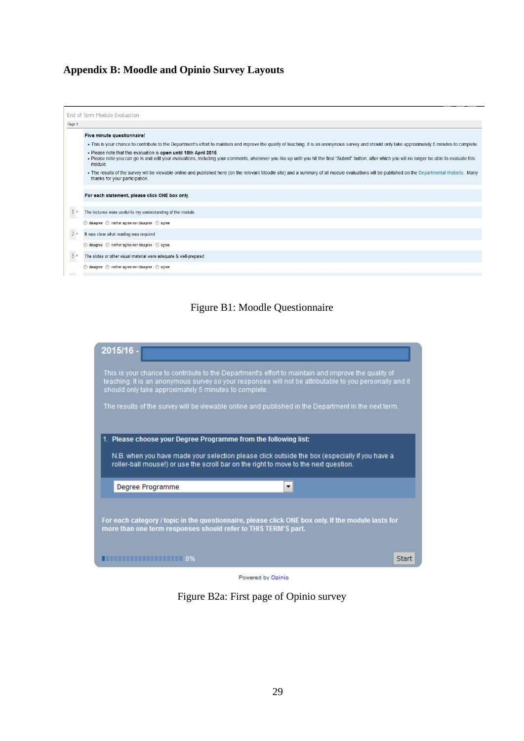## Appendix B: Moodle and Opinio Survey Layouts

End of Term Module Evaluation

Page 1

**Five minute questionnaire!**

- This is your chance to contribute to the Department's effort to maintain and improve the quality of teaching. It is an anonymous survey and should only take approximately 5 minutes to complete.
- Please note that this evaluation is **open until 18th April 2015**.
- Please note you can go in and edit your evaluations, including your comments, whenever you like up until you hit the final "Submit" button, after which you will no longer be able to evaluate this module.
- The results of the survey will be viewable online and published here (on the relevant Moodle site) and a summary of all module evaluations will be published on the Departmental Website. Many thanks for your participation.

**For each statement, please click ONE box only.**

1 * The lectures were useful to my understanding of the module

◯ disagree ◯ neither agree nor disagree ◯ agree

2 * It was clear what reading was required

◯ disagree ◯ neither agree nor disagree ◯ agree

3 * The slides or other visual material were adequate & well-prepared

◯ disagree ◯ neither agree nor disagree ◯ agree

Figure B1: Moodle Questionnaire

**2015/16 -**

This is your chance to contribute to the Department's effort to maintain and improve the quality of teaching. It is an anonymous survey so your responses will not be attributable to you personally and it should only take approximately 5 minutes to complete.

The results of the survey will be viewable online and published in the Department in the next term.

1. **Please choose your Degree Programme from the following list:**

   N.B. when you have made your selection please click outside the box (especially if you have a roller-ball mouse!) or use the scroll bar on the right to move to the next question.

   Degree Programme

**For each category / topic in the questionnaire, please click ONE box only. If the module lasts for more than one term responses should refer to THIS TERM'S part.**

8% Start

Powered by Opinio

Figure B2a: First page of Opinio survey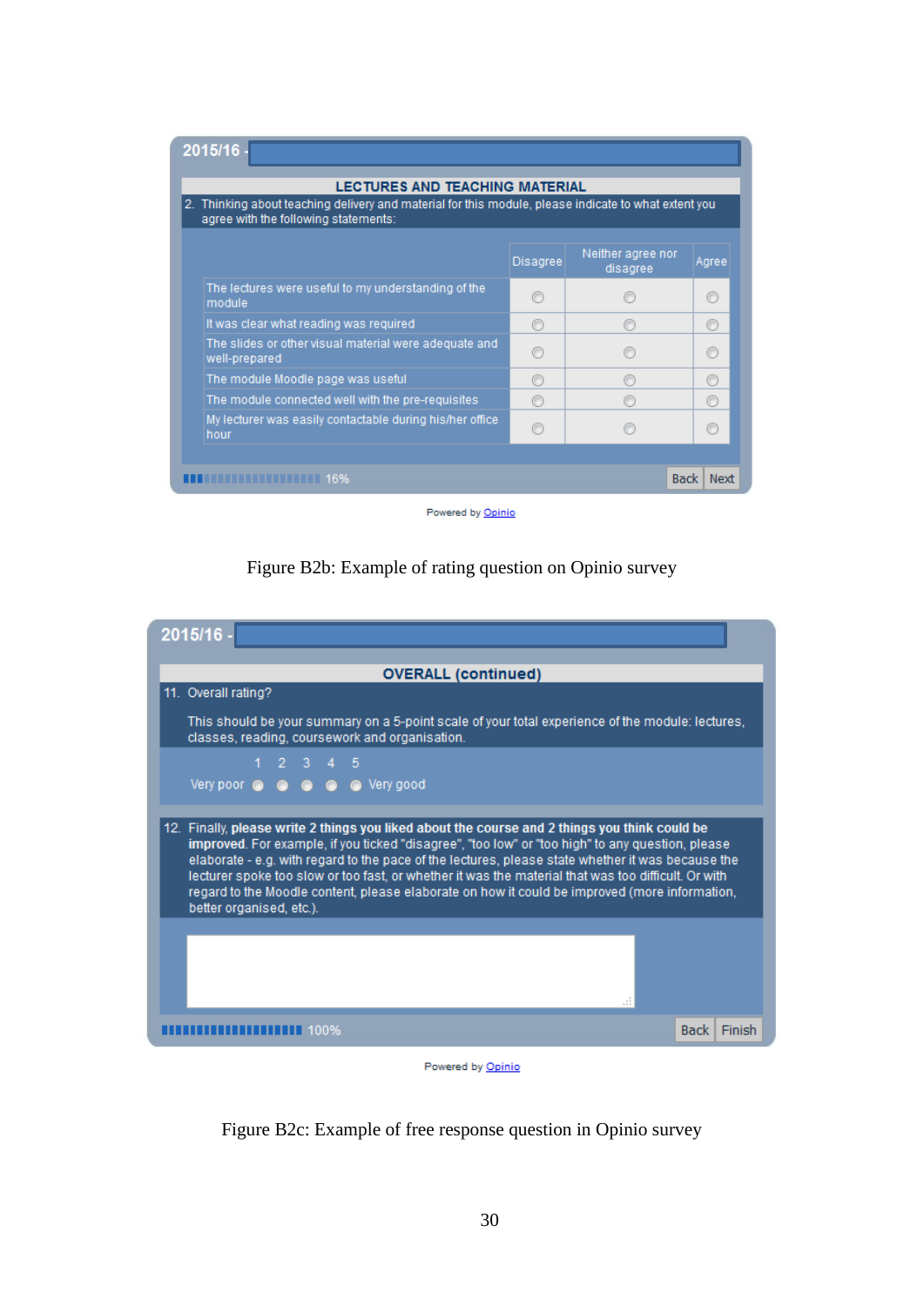2015/16 -

LECTURES AND TEACHING MATERIAL

2. Thinking about teaching delivery and material for this module, please indicate to what extent you agree with the following statements:

| | Disagree | Neither agree nor disagree | Agree |
|---|---|---|---|
| The lectures were useful to my understanding of the module | ○ | ○ | ○ |
| It was clear what reading was required | ○ | ○ | ○ |
| The slides or other visual material were adequate and well-prepared | ○ | ○ | ○ |
| The module Moodle page was useful | ○ | ○ | ○ |
| The module connected well with the pre-requisites | ○ | ○ | ○ |
| My lecturer was easily contactable during his/her office hour | ○ | ○ | ○ |

16%

Back Next

Powered by Opinio

Figure B2b: Example of rating question on Opinio survey

2015/16 -

OVERALL (continued)

11. Overall rating?

This should be your summary on a 5-point scale of your total experience of the module: lectures, classes, reading, coursework and organisation.

1 2 3 4 5

Very poor ○ ○ ○ ○ ○ Very good

12. Finally, **please write 2 things you liked about the course and 2 things you think could be improved**. For example, if you ticked "disagree", "too low" or "too high" to any question, please elaborate - e.g. with regard to the pace of the lectures, please state whether it was because the lecturer spoke too slow or too fast, or whether it was the material that was too difficult. Or with regard to the Moodle content, please elaborate on how it could be improved (more information, better organised, etc.).

100%

Back Finish

Powered by Opinio

Figure B2c: Example of free response question in Opinio survey